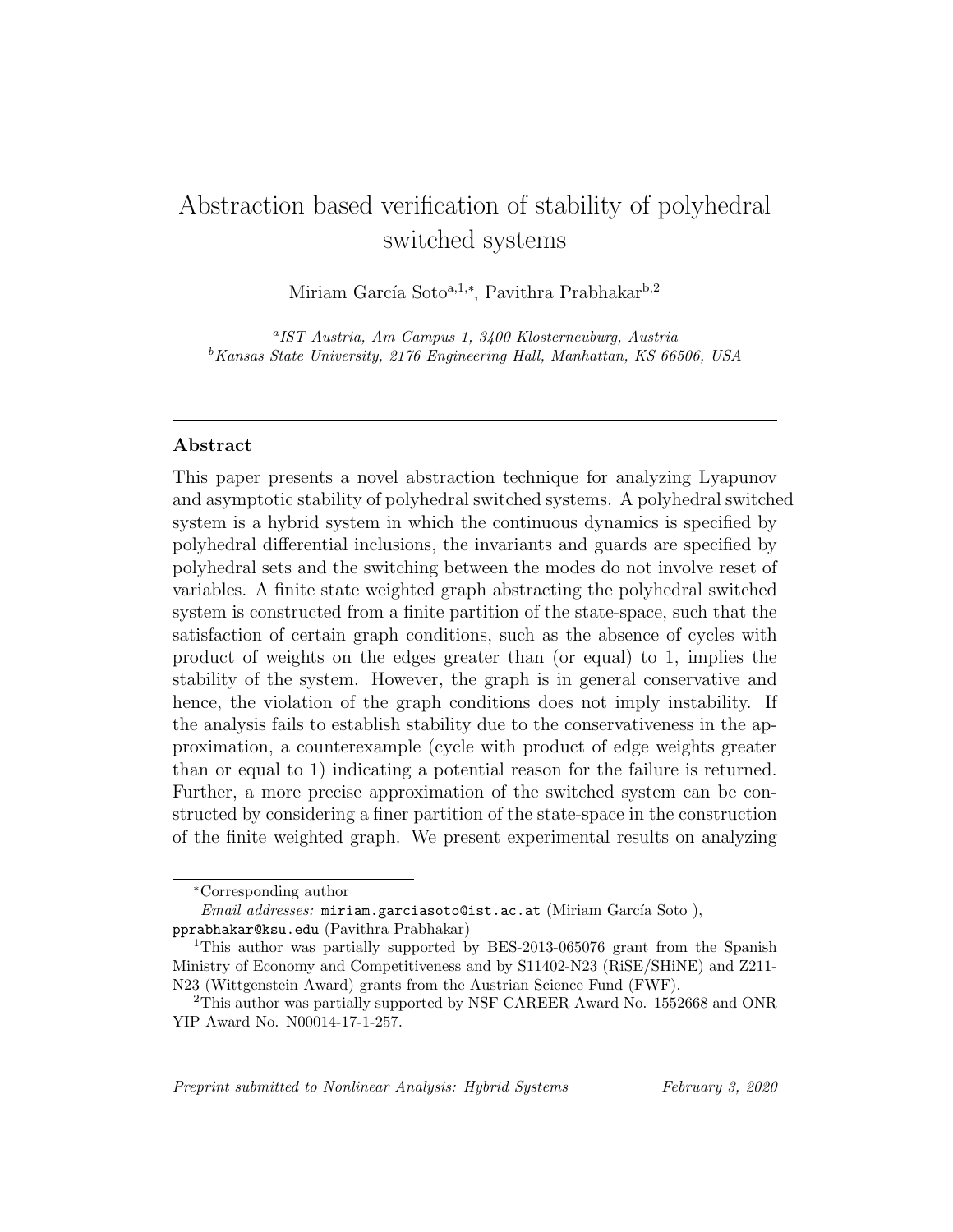# Abstraction based verification of stability of polyhedral switched systems

Miriam García Soto[a,1,*], Pavithra Prabhakar[b,2]

[a] *IST Austria, Am Campus 1, 3400 Klosterneuburg, Austria*
[b] *Kansas State University, 2176 Engineering Hall, Manhattan, KS 66506, USA*

---

## Abstract

This paper presents a novel abstraction technique for analyzing Lyapunov and asymptotic stability of polyhedral switched systems. A polyhedral switched system is a hybrid system in which the continuous dynamics is specified by polyhedral differential inclusions, the invariants and guards are specified by polyhedral sets and the switching between the modes do not involve reset of variables. A finite state weighted graph abstracting the polyhedral switched system is constructed from a finite partition of the state-space, such that the satisfaction of certain graph conditions, such as the absence of cycles with product of weights on the edges greater than (or equal) to 1, implies the stability of the system. However, the graph is in general conservative and hence, the violation of the graph conditions does not imply instability. If the analysis fails to establish stability due to the conservativeness in the approximation, a counterexample (cycle with product of edge weights greater than or equal to 1) indicating a potential reason for the failure is returned. Further, a more precise approximation of the switched system can be constructed by considering a finer partition of the state-space in the construction of the finite weighted graph. We present experimental results on analyzing

---

*Corresponding author

*Email addresses:* miriam.garciasoto@ist.ac.at (Miriam García Soto ), pprabhakar@ksu.edu (Pavithra Prabhakar)

[1] This author was partially supported by BES-2013-065076 grant from the Spanish Ministry of Economy and Competitiveness and by S11402-N23 (RiSE/SHiNE) and Z211-N23 (Wittgenstein Award) grants from the Austrian Science Fund (FWF).

[2] This author was partially supported by NSF CAREER Award No. 1552668 and ONR YIP Award No. N00014-17-1-257.

*Preprint submitted to Nonlinear Analysis: Hybrid Systems* *February 3, 2020*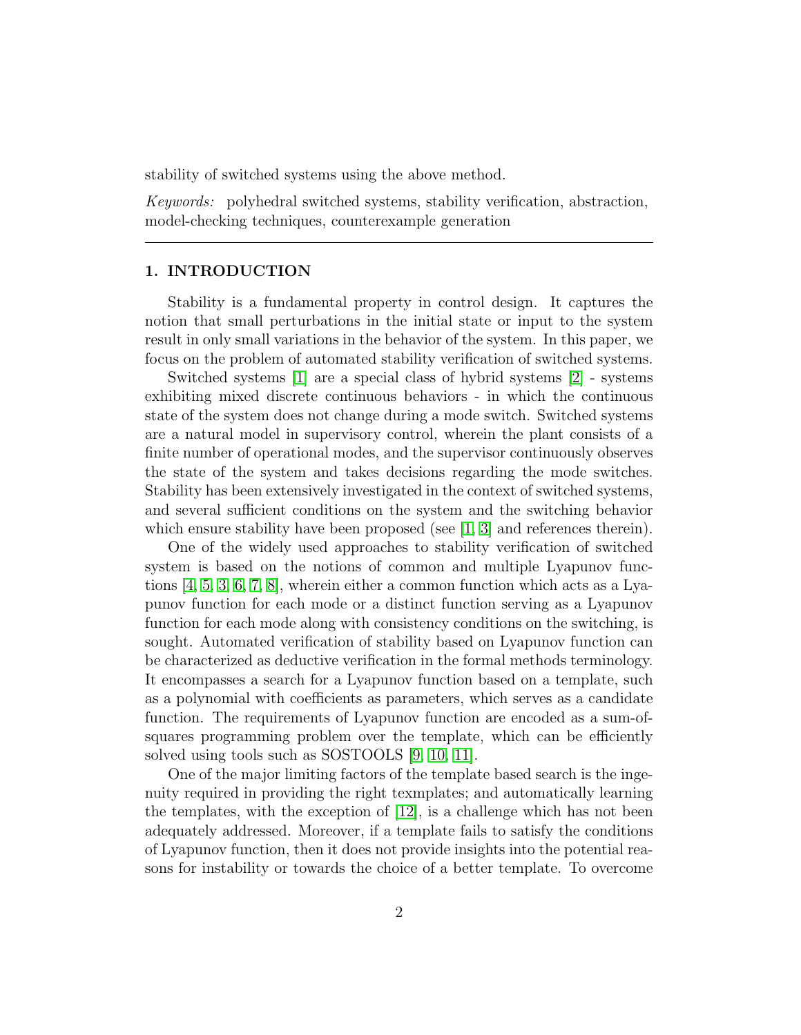stability of switched systems using the above method.

*Keywords:* polyhedral switched systems, stability verification, abstraction, model-checking techniques, counterexample generation

---

## 1. INTRODUCTION

Stability is a fundamental property in control design. It captures the notion that small perturbations in the initial state or input to the system result in only small variations in the behavior of the system. In this paper, we focus on the problem of automated stability verification of switched systems.

Switched systems [1] are a special class of hybrid systems [2] - systems exhibiting mixed discrete continuous behaviors - in which the continuous state of the system does not change during a mode switch. Switched systems are a natural model in supervisory control, wherein the plant consists of a finite number of operational modes, and the supervisor continuously observes the state of the system and takes decisions regarding the mode switches. Stability has been extensively investigated in the context of switched systems, and several sufficient conditions on the system and the switching behavior which ensure stability have been proposed (see [1, 3] and references therein).

One of the widely used approaches to stability verification of switched system is based on the notions of common and multiple Lyapunov functions [4, 5, 3, 6, 7, 8], wherein either a common function which acts as a Lyapunov function for each mode or a distinct function serving as a Lyapunov function for each mode along with consistency conditions on the switching, is sought. Automated verification of stability based on Lyapunov function can be characterized as deductive verification in the formal methods terminology. It encompasses a search for a Lyapunov function based on a template, such as a polynomial with coefficients as parameters, which serves as a candidate function. The requirements of Lyapunov function are encoded as a sum-of-squares programming problem over the template, which can be efficiently solved using tools such as SOSTOOLS [9, 10, 11].

One of the major limiting factors of the template based search is the ingenuity required in providing the right texmplates; and automatically learning the templates, with the exception of [12], is a challenge which has not been adequately addressed. Moreover, if a template fails to satisfy the conditions of Lyapunov function, then it does not provide insights into the potential reasons for instability or towards the choice of a better template. To overcome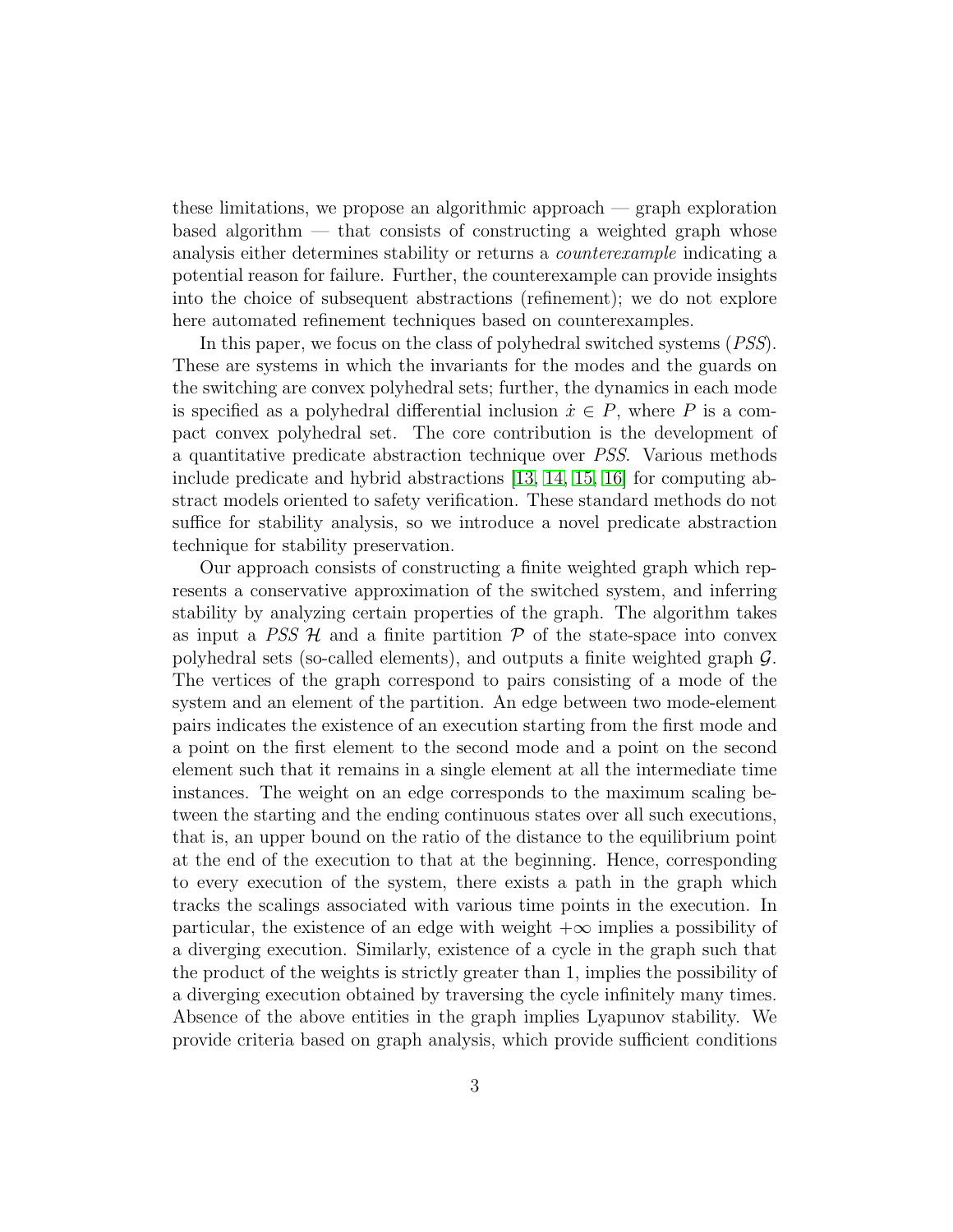these limitations, we propose an algorithmic approach — graph exploration based algorithm — that consists of constructing a weighted graph whose analysis either determines stability or returns a *counterexample* indicating a potential reason for failure. Further, the counterexample can provide insights into the choice of subsequent abstractions (refinement); we do not explore here automated refinement techniques based on counterexamples.

In this paper, we focus on the class of polyhedral switched systems (*PSS*). These are systems in which the invariants for the modes and the guards on the switching are convex polyhedral sets; further, the dynamics in each mode is specified as a polyhedral differential inclusion $\dot{x} \in P$, where $P$ is a compact convex polyhedral set. The core contribution is the development of a quantitative predicate abstraction technique over *PSS*. Various methods include predicate and hybrid abstractions [13, 14, 15, 16] for computing abstract models oriented to safety verification. These standard methods do not suffice for stability analysis, so we introduce a novel predicate abstraction technique for stability preservation.

Our approach consists of constructing a finite weighted graph which represents a conservative approximation of the switched system, and inferring stability by analyzing certain properties of the graph. The algorithm takes as input a *PSS* $\mathcal{H}$ and a finite partition $\mathcal{P}$ of the state-space into convex polyhedral sets (so-called elements), and outputs a finite weighted graph $\mathcal{G}$. The vertices of the graph correspond to pairs consisting of a mode of the system and an element of the partition. An edge between two mode-element pairs indicates the existence of an execution starting from the first mode and a point on the first element to the second mode and a point on the second element such that it remains in a single element at all the intermediate time instances. The weight on an edge corresponds to the maximum scaling between the starting and the ending continuous states over all such executions, that is, an upper bound on the ratio of the distance to the equilibrium point at the end of the execution to that at the beginning. Hence, corresponding to every execution of the system, there exists a path in the graph which tracks the scalings associated with various time points in the execution. In particular, the existence of an edge with weight $+\infty$ implies a possibility of a diverging execution. Similarly, existence of a cycle in the graph such that the product of the weights is strictly greater than 1, implies the possibility of a diverging execution obtained by traversing the cycle infinitely many times. Absence of the above entities in the graph implies Lyapunov stability. We provide criteria based on graph analysis, which provide sufficient conditions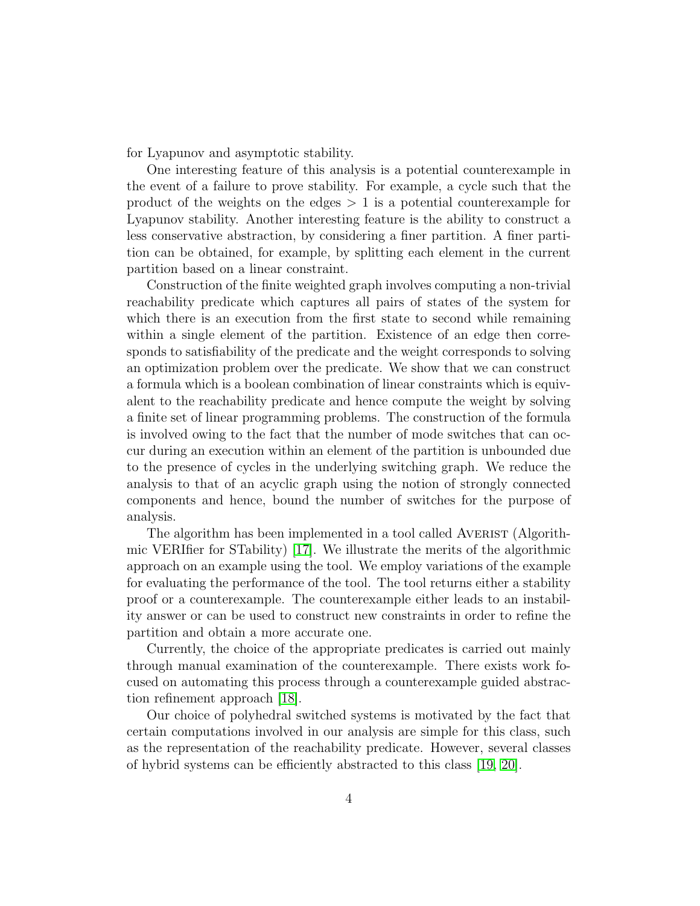for Lyapunov and asymptotic stability.

One interesting feature of this analysis is a potential counterexample in the event of a failure to prove stability. For example, a cycle such that the product of the weights on the edges $> 1$ is a potential counterexample for Lyapunov stability. Another interesting feature is the ability to construct a less conservative abstraction, by considering a finer partition. A finer partition can be obtained, for example, by splitting each element in the current partition based on a linear constraint.

Construction of the finite weighted graph involves computing a non-trivial reachability predicate which captures all pairs of states of the system for which there is an execution from the first state to second while remaining within a single element of the partition. Existence of an edge then corresponds to satisfiability of the predicate and the weight corresponds to solving an optimization problem over the predicate. We show that we can construct a formula which is a boolean combination of linear constraints which is equivalent to the reachability predicate and hence compute the weight by solving a finite set of linear programming problems. The construction of the formula is involved owing to the fact that the number of mode switches that can occur during an execution within an element of the partition is unbounded due to the presence of cycles in the underlying switching graph. We reduce the analysis to that of an acyclic graph using the notion of strongly connected components and hence, bound the number of switches for the purpose of analysis.

The algorithm has been implemented in a tool called AVERIST (Algorithmic VERIfier for STability) [17]. We illustrate the merits of the algorithmic approach on an example using the tool. We employ variations of the example for evaluating the performance of the tool. The tool returns either a stability proof or a counterexample. The counterexample either leads to an instability answer or can be used to construct new constraints in order to refine the partition and obtain a more accurate one.

Currently, the choice of the appropriate predicates is carried out mainly through manual examination of the counterexample. There exists work focused on automating this process through a counterexample guided abstraction refinement approach [18].

Our choice of polyhedral switched systems is motivated by the fact that certain computations involved in our analysis are simple for this class, such as the representation of the reachability predicate. However, several classes of hybrid systems can be efficiently abstracted to this class [19, 20].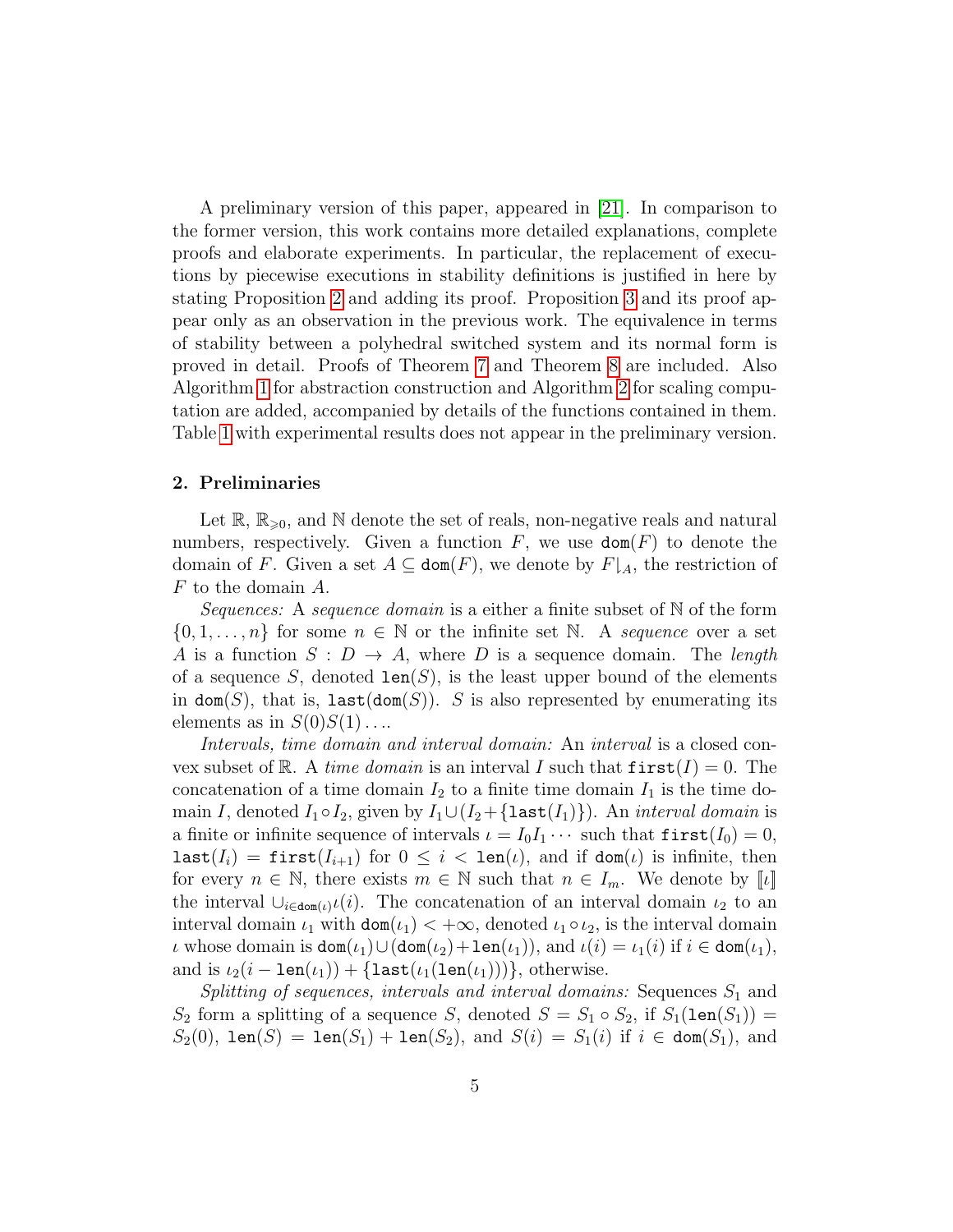A preliminary version of this paper, appeared in [21]. In comparison to the former version, this work contains more detailed explanations, complete proofs and elaborate experiments. In particular, the replacement of executions by piecewise executions in stability definitions is justified in here by stating Proposition 2 and adding its proof. Proposition 3 and its proof appear only as an observation in the previous work. The equivalence in terms of stability between a polyhedral switched system and its normal form is proved in detail. Proofs of Theorem 7 and Theorem 8 are included. Also Algorithm 1 for abstraction construction and Algorithm 2 for scaling computation are added, accompanied by details of the functions contained in them. Table 1 with experimental results does not appear in the preliminary version.

## 2. Preliminaries

Let $\mathbb{R}$, $\mathbb{R}_{\geqslant 0}$, and $\mathbb{N}$ denote the set of reals, non-negative reals and natural numbers, respectively. Given a function $F$, we use $\mathtt{dom}(F)$ to denote the domain of $F$. Given a set $A \subseteq \mathtt{dom}(F)$, we denote by $F\lfloor_A$, the restriction of $F$ to the domain $A$.

*Sequences:* A *sequence domain* is a either a finite subset of $\mathbb{N}$ of the form $\{0, 1, \ldots, n\}$ for some $n \in \mathbb{N}$ or the infinite set $\mathbb{N}$. A *sequence* over a set $A$ is a function $S : D \to A$, where $D$ is a sequence domain. The *length* of a sequence $S$, denoted $\mathtt{len}(S)$, is the least upper bound of the elements in $\mathtt{dom}(S)$, that is, $\mathtt{last}(\mathtt{dom}(S))$. $S$ is also represented by enumerating its elements as in $S(0)S(1)\ldots$.

*Intervals, time domain and interval domain:* An *interval* is a closed convex subset of $\mathbb{R}$. A *time domain* is an interval $I$ such that $\mathtt{first}(I) = 0$. The concatenation of a time domain $I_2$ to a finite time domain $I_1$ is the time domain $I$, denoted $I_1 \circ I_2$, given by $I_1 \cup (I_2 + \{\mathtt{last}(I_1)\})$. An *interval domain* is a finite or infinite sequence of intervals $\iota = I_0 I_1 \cdots$ such that $\mathtt{first}(I_0) = 0$, $\mathtt{last}(I_i) = \mathtt{first}(I_{i+1})$ for $0 \leq i < \mathtt{len}(\iota)$, and if $\mathtt{dom}(\iota)$ is infinite, then for every $n \in \mathbb{N}$, there exists $m \in \mathbb{N}$ such that $n \in I_m$. We denote by $[\![\iota]\!]$ the interval $\cup_{i \in \mathtt{dom}(\iota)} \iota(i)$. The concatenation of an interval domain $\iota_2$ to an interval domain $\iota_1$ with $\mathtt{dom}(\iota_1) < +\infty$, denoted $\iota_1 \circ \iota_2$, is the interval domain $\iota$ whose domain is $\mathtt{dom}(\iota_1) \cup (\mathtt{dom}(\iota_2) + \mathtt{len}(\iota_1))$, and $\iota(i) = \iota_1(i)$ if $i \in \mathtt{dom}(\iota_1)$, and is $\iota_2(i - \mathtt{len}(\iota_1)) + \{\mathtt{last}(\iota_1(\mathtt{len}(\iota_1)))\}$, otherwise.

*Splitting of sequences, intervals and interval domains:* Sequences $S_1$ and $S_2$ form a splitting of a sequence $S$, denoted $S = S_1 \circ S_2$, if $S_1(\mathtt{len}(S_1)) = S_2(0)$, $\mathtt{len}(S) = \mathtt{len}(S_1) + \mathtt{len}(S_2)$, and $S(i) = S_1(i)$ if $i \in \mathtt{dom}(S_1)$, and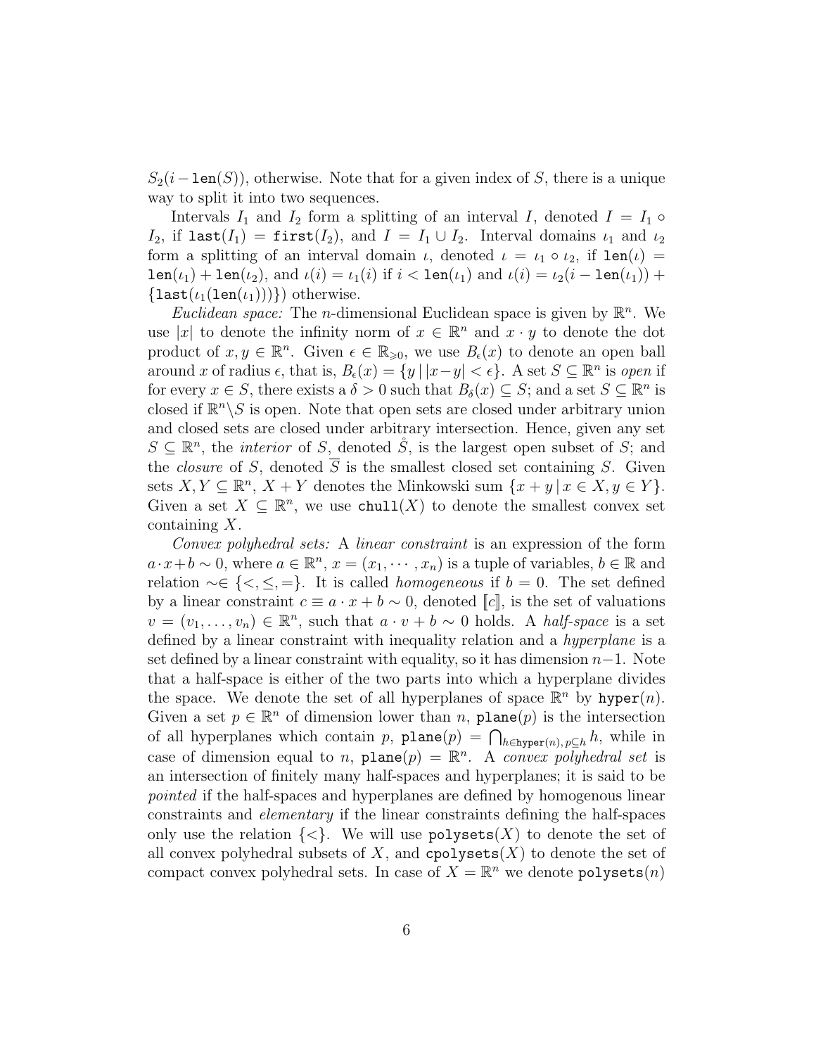$S_2(i - \texttt{len}(S))$, otherwise. Note that for a given index of $S$, there is a unique way to split it into two sequences.

Intervals $I_1$ and $I_2$ form a splitting of an interval $I$, denoted $I = I_1 \circ I_2$, if $\texttt{last}(I_1) = \texttt{first}(I_2)$, and $I = I_1 \cup I_2$. Interval domains $\iota_1$ and $\iota_2$ form a splitting of an interval domain $\iota$, denoted $\iota = \iota_1 \circ \iota_2$, if $\texttt{len}(\iota) = \texttt{len}(\iota_1) + \texttt{len}(\iota_2)$, and $\iota(i) = \iota_1(i)$ if $i < \texttt{len}(\iota_1)$ and $\iota(i) = \iota_2(i - \texttt{len}(\iota_1)) + \{\texttt{last}(\iota_1(\texttt{len}(\iota_1)))\})$ otherwise.

*Euclidean space:* The $n$-dimensional Euclidean space is given by $\mathbb{R}^n$. We use $|x|$ to denote the infinity norm of $x \in \mathbb{R}^n$ and $x \cdot y$ to denote the dot product of $x, y \in \mathbb{R}^n$. Given $\epsilon \in \mathbb{R}_{\geqslant 0}$, we use $B_\epsilon(x)$ to denote an open ball around $x$ of radius $\epsilon$, that is, $B_\epsilon(x) = \{y \,|\, |x-y| < \epsilon\}$. A set $S \subseteq \mathbb{R}^n$ is *open* if for every $x \in S$, there exists a $\delta > 0$ such that $B_\delta(x) \subseteq S$; and a set $S \subseteq \mathbb{R}^n$ is closed if $\mathbb{R}^n \backslash S$ is open. Note that open sets are closed under arbitrary union and closed sets are closed under arbitrary intersection. Hence, given any set $S \subseteq \mathbb{R}^n$, the *interior* of $S$, denoted $\mathring{S}$, is the largest open subset of $S$; and the *closure* of $S$, denoted $\overline{S}$ is the smallest closed set containing $S$. Given sets $X, Y \subseteq \mathbb{R}^n$, $X + Y$ denotes the Minkowski sum $\{x + y \,|\, x \in X, y \in Y\}$. Given a set $X \subseteq \mathbb{R}^n$, we use $\texttt{chull}(X)$ to denote the smallest convex set containing $X$.

*Convex polyhedral sets:* A *linear constraint* is an expression of the form $a \cdot x + b \sim 0$, where $a \in \mathbb{R}^n$, $x = (x_1, \cdots, x_n)$ is a tuple of variables, $b \in \mathbb{R}$ and relation $\sim \in \{<, \leq, =\}$. It is called *homogeneous* if $b = 0$. The set defined by a linear constraint $c \equiv a \cdot x + b \sim 0$, denoted $[\![c]\!]$, is the set of valuations $v = (v_1, \ldots, v_n) \in \mathbb{R}^n$, such that $a \cdot v + b \sim 0$ holds. A *half-space* is a set defined by a linear constraint with inequality relation and a *hyperplane* is a set defined by a linear constraint with equality, so it has dimension $n-1$. Note that a half-space is either of the two parts into which a hyperplane divides the space. We denote the set of all hyperplanes of space $\mathbb{R}^n$ by $\texttt{hyper}(n)$. Given a set $p \in \mathbb{R}^n$ of dimension lower than $n$, $\texttt{plane}(p)$ is the intersection of all hyperplanes which contain $p$, $\texttt{plane}(p) = \bigcap_{h \in \texttt{hyper}(n), p \subseteq h} h$, while in case of dimension equal to $n$, $\texttt{plane}(p) = \mathbb{R}^n$. A *convex polyhedral set* is an intersection of finitely many half-spaces and hyperplanes; it is said to be *pointed* if the half-spaces and hyperplanes are defined by homogenous linear constraints and *elementary* if the linear constraints defining the half-spaces only use the relation $\{<\}$. We will use $\texttt{polysets}(X)$ to denote the set of all convex polyhedral subsets of $X$, and $\texttt{cpolysets}(X)$ to denote the set of compact convex polyhedral sets. In case of $X = \mathbb{R}^n$ we denote $\texttt{polysets}(n)$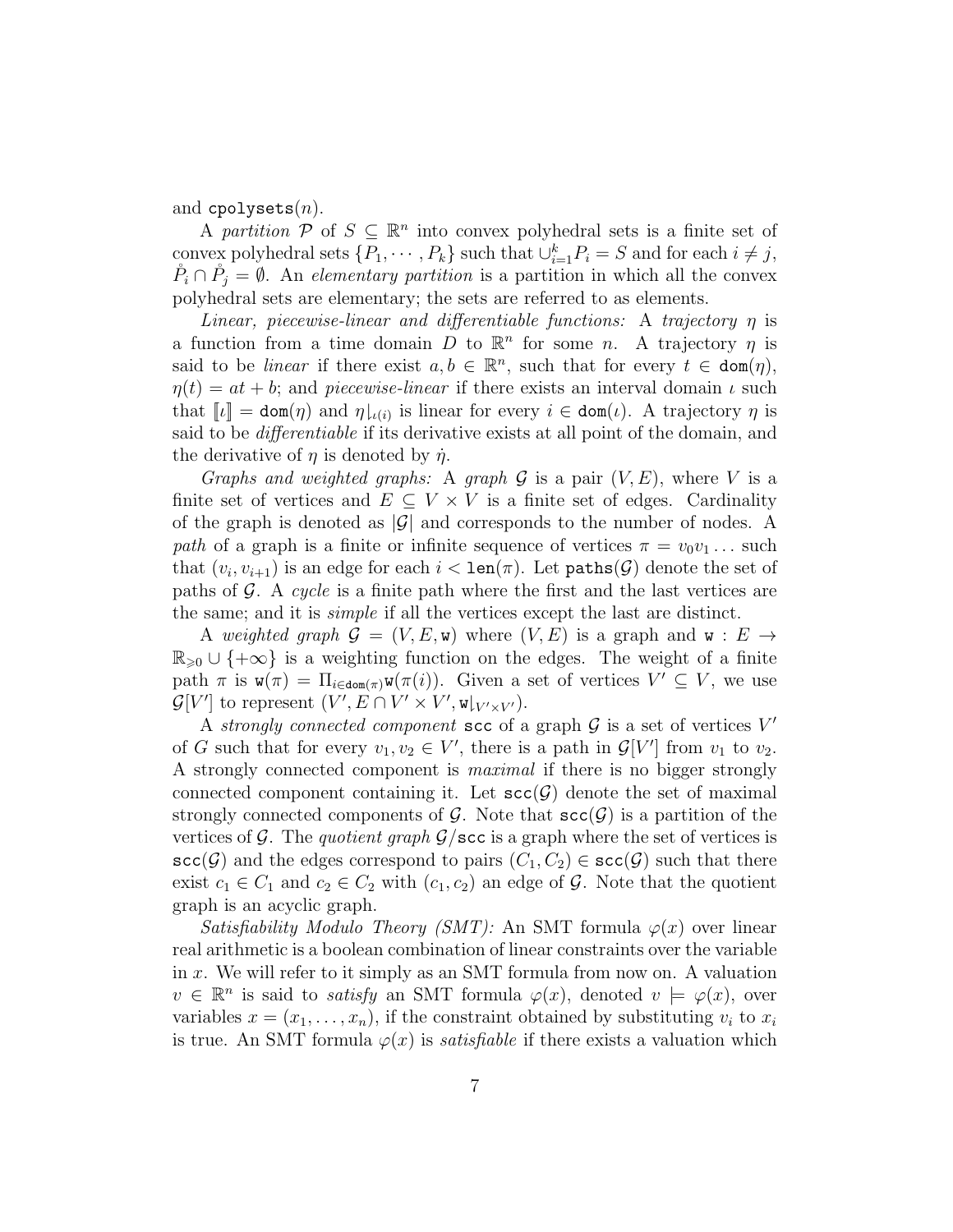and $\texttt{cpolysets}(n)$.

A *partition* $\mathcal{P}$ of $S \subseteq \mathbb{R}^n$ into convex polyhedral sets is a finite set of convex polyhedral sets $\{P_1, \cdots, P_k\}$ such that $\cup_{i=1}^k P_i = S$ and for each $i \neq j$, $\mathring{P}_i \cap \mathring{P}_j = \emptyset$. An *elementary partition* is a partition in which all the convex polyhedral sets are elementary; the sets are referred to as elements.

*Linear, piecewise-linear and differentiable functions:* A *trajectory* $\eta$ is a function from a time domain $D$ to $\mathbb{R}^n$ for some $n$. A trajectory $\eta$ is said to be *linear* if there exist $a, b \in \mathbb{R}^n$, such that for every $t \in \texttt{dom}(\eta)$, $\eta(t) = at + b$; and *piecewise-linear* if there exists an interval domain $\iota$ such that $[\![\iota]\!] = \texttt{dom}(\eta)$ and $\eta\downarrow_{\iota(i)}$ is linear for every $i \in \texttt{dom}(\iota)$. A trajectory $\eta$ is said to be *differentiable* if its derivative exists at all point of the domain, and the derivative of $\eta$ is denoted by $\dot{\eta}$.

*Graphs and weighted graphs:* A *graph* $\mathcal{G}$ is a pair $(V, E)$, where $V$ is a finite set of vertices and $E \subseteq V \times V$ is a finite set of edges. Cardinality of the graph is denoted as $|\mathcal{G}|$ and corresponds to the number of nodes. A *path* of a graph is a finite or infinite sequence of vertices $\pi = v_0 v_1 \ldots$ such that $(v_i, v_{i+1})$ is an edge for each $i < \texttt{len}(\pi)$. Let $\texttt{paths}(\mathcal{G})$ denote the set of paths of $\mathcal{G}$. A *cycle* is a finite path where the first and the last vertices are the same; and it is *simple* if all the vertices except the last are distinct.

A *weighted graph* $\mathcal{G} = (V, E, \texttt{w})$ where $(V, E)$ is a graph and $\texttt{w} : E \to \mathbb{R}_{\geqslant 0} \cup \{+\infty\}$ is a weighting function on the edges. The weight of a finite path $\pi$ is $\texttt{w}(\pi) = \Pi_{i \in \texttt{dom}(\pi)} \texttt{w}(\pi(i))$. Given a set of vertices $V' \subseteq V$, we use $\mathcal{G}[V']$ to represent $(V', E \cap V' \times V', \texttt{w}\downarrow_{V' \times V'})$.

A *strongly connected component* $\texttt{scc}$ of a graph $\mathcal{G}$ is a set of vertices $V'$ of $G$ such that for every $v_1, v_2 \in V'$, there is a path in $\mathcal{G}[V']$ from $v_1$ to $v_2$. A strongly connected component is *maximal* if there is no bigger strongly connected component containing it. Let $\texttt{scc}(\mathcal{G})$ denote the set of maximal strongly connected components of $\mathcal{G}$. Note that $\texttt{scc}(\mathcal{G})$ is a partition of the vertices of $\mathcal{G}$. The *quotient graph* $\mathcal{G}/\texttt{scc}$ is a graph where the set of vertices is $\texttt{scc}(\mathcal{G})$ and the edges correspond to pairs $(C_1, C_2) \in \texttt{scc}(\mathcal{G})$ such that there exist $c_1 \in C_1$ and $c_2 \in C_2$ with $(c_1, c_2)$ an edge of $\mathcal{G}$. Note that the quotient graph is an acyclic graph.

*Satisfiability Modulo Theory (SMT):* An SMT formula $\varphi(x)$ over linear real arithmetic is a boolean combination of linear constraints over the variable in $x$. We will refer to it simply as an SMT formula from now on. A valuation $v \in \mathbb{R}^n$ is said to *satisfy* an SMT formula $\varphi(x)$, denoted $v \models \varphi(x)$, over variables $x = (x_1, \ldots, x_n)$, if the constraint obtained by substituting $v_i$ to $x_i$ is true. An SMT formula $\varphi(x)$ is *satisfiable* if there exists a valuation which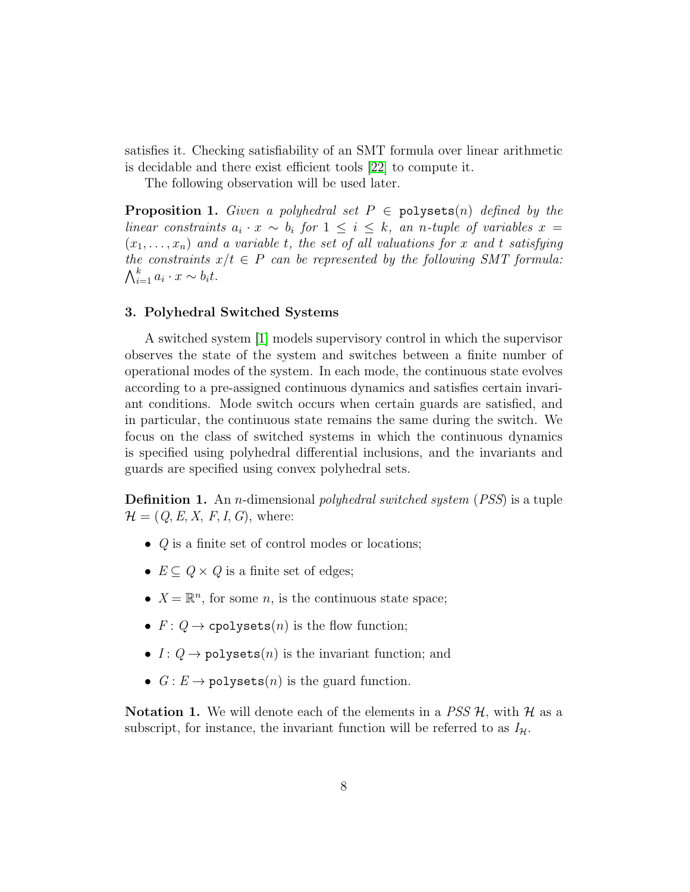satisfies it. Checking satisfiability of an SMT formula over linear arithmetic is decidable and there exist efficient tools [22] to compute it.

The following observation will be used later.

**Proposition 1.** *Given a polyhedral set $P \in \texttt{polysets}(n)$ defined by the linear constraints $a_i \cdot x \sim b_i$ for $1 \leq i \leq k$, an $n$-tuple of variables $x = (x_1, \ldots, x_n)$ and a variable $t$, the set of all valuations for $x$ and $t$ satisfying the constraints $x/t \in P$ can be represented by the following SMT formula: $\bigwedge_{i=1}^{k} a_i \cdot x \sim b_i t$.*

## 3. Polyhedral Switched Systems

A switched system [1] models supervisory control in which the supervisor observes the state of the system and switches between a finite number of operational modes of the system. In each mode, the continuous state evolves according to a pre-assigned continuous dynamics and satisfies certain invariant conditions. Mode switch occurs when certain guards are satisfied, and in particular, the continuous state remains the same during the switch. We focus on the class of switched systems in which the continuous dynamics is specified using polyhedral differential inclusions, and the invariants and guards are specified using convex polyhedral sets.

**Definition 1.** An $n$-dimensional *polyhedral switched system* (*PSS*) is a tuple $\mathcal{H} = (Q, E, X, F, I, G)$, where:

- $Q$ is a finite set of control modes or locations;
- $E \subseteq Q \times Q$ is a finite set of edges;
- $X = \mathbb{R}^n$, for some $n$, is the continuous state space;
- $F : Q \to \texttt{cpolysets}(n)$ is the flow function;
- $I : Q \to \texttt{polysets}(n)$ is the invariant function; and
- $G : E \to \texttt{polysets}(n)$ is the guard function.

**Notation 1.** We will denote each of the elements in a *PSS* $\mathcal{H}$, with $\mathcal{H}$ as a subscript, for instance, the invariant function will be referred to as $I_{\mathcal{H}}$.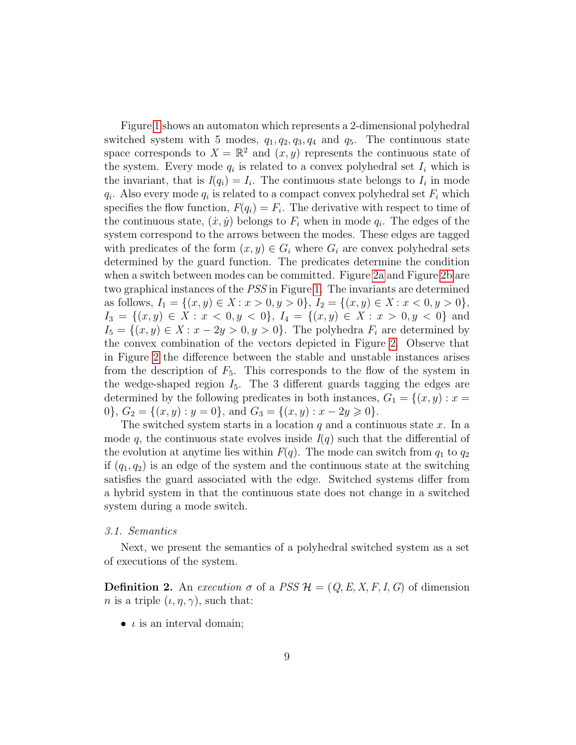Figure 1 shows an automaton which represents a 2-dimensional polyhedral switched system with 5 modes, $q_1, q_2, q_3, q_4$ and $q_5$. The continuous state space corresponds to $X = \mathbb{R}^2$ and $(x, y)$ represents the continuous state of the system. Every mode $q_i$ is related to a convex polyhedral set $I_i$ which is the invariant, that is $I(q_i) = I_i$. The continuous state belongs to $I_i$ in mode $q_i$. Also every mode $q_i$ is related to a compact convex polyhedral set $F_i$ which specifies the flow function, $F(q_i) = F_i$. The derivative with respect to time of the continuous state, $(\dot{x}, \dot{y})$ belongs to $F_i$ when in mode $q_i$. The edges of the system correspond to the arrows between the modes. These edges are tagged with predicates of the form $(x, y) \in G_i$ where $G_i$ are convex polyhedral sets determined by the guard function. The predicates determine the condition when a switch between modes can be committed. Figure 2a and Figure 2b are two graphical instances of the *PSS* in Figure 1. The invariants are determined as follows, $I_1 = \{(x, y) \in X : x > 0, y > 0\}$, $I_2 = \{(x, y) \in X : x < 0, y > 0\}$, $I_3 = \{(x, y) \in X : x < 0, y < 0\}$, $I_4 = \{(x, y) \in X : x > 0, y < 0\}$ and $I_5 = \{(x, y) \in X : x - 2y > 0, y > 0\}$. The polyhedra $F_i$ are determined by the convex combination of the vectors depicted in Figure 2. Observe that in Figure 2 the difference between the stable and unstable instances arises from the description of $F_5$. This corresponds to the flow of the system in the wedge-shaped region $I_5$. The 3 different guards tagging the edges are determined by the following predicates in both instances, $G_1 = \{(x, y) : x = 0\}$, $G_2 = \{(x, y) : y = 0\}$, and $G_3 = \{(x, y) : x - 2y \geqslant 0\}$.

The switched system starts in a location $q$ and a continuous state $x$. In a mode $q$, the continuous state evolves inside $I(q)$ such that the differential of the evolution at anytime lies within $F(q)$. The mode can switch from $q_1$ to $q_2$ if $(q_1, q_2)$ is an edge of the system and the continuous state at the switching satisfies the guard associated with the edge. Switched systems differ from a hybrid system in that the continuous state does not change in a switched system during a mode switch.

### *3.1. Semantics*

Next, we present the semantics of a polyhedral switched system as a set of executions of the system.

**Definition 2.** An *execution* $\sigma$ of a *PSS* $\mathcal{H} = (Q, E, X, F, I, G)$ of dimension $n$ is a triple $(\iota, \eta, \gamma)$, such that:

- $\iota$ is an interval domain;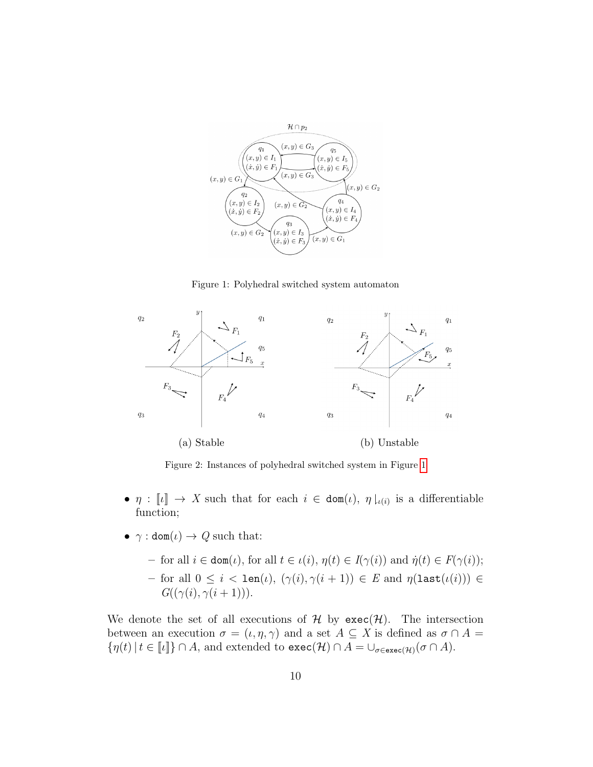Figure 1: Polyhedral switched system automaton

(a) Stable

(b) Unstable

Figure 2: Instances of polyhedral switched system in Figure 1

- $\eta : [\![\iota]\!] \to X$ such that for each $i \in \mathtt{dom}(\iota)$, $\eta\downharpoonright_{\iota(i)}$ is a differentiable function;
- $\gamma : \mathtt{dom}(\iota) \to Q$ such that:
  - for all $i \in \mathtt{dom}(\iota)$, for all $t \in \iota(i)$, $\eta(t) \in I(\gamma(i))$ and $\dot{\eta}(t) \in F(\gamma(i))$;
  - for all $0 \leq i < \mathtt{len}(\iota)$, $(\gamma(i), \gamma(i+1)) \in E$ and $\eta(\mathtt{last}(\iota(i))) \in G((\gamma(i), \gamma(i+1)))$.

We denote the set of all executions of $\mathcal{H}$ by $\mathtt{exec}(\mathcal{H})$. The intersection between an execution $\sigma = (\iota, \eta, \gamma)$ and a set $A \subseteq X$ is defined as $\sigma \cap A = \{\eta(t) \mid t \in [\![\iota]\!]\} \cap A$, and extended to $\mathtt{exec}(\mathcal{H}) \cap A = \cup_{\sigma \in \mathtt{exec}(\mathcal{H})}(\sigma \cap A)$.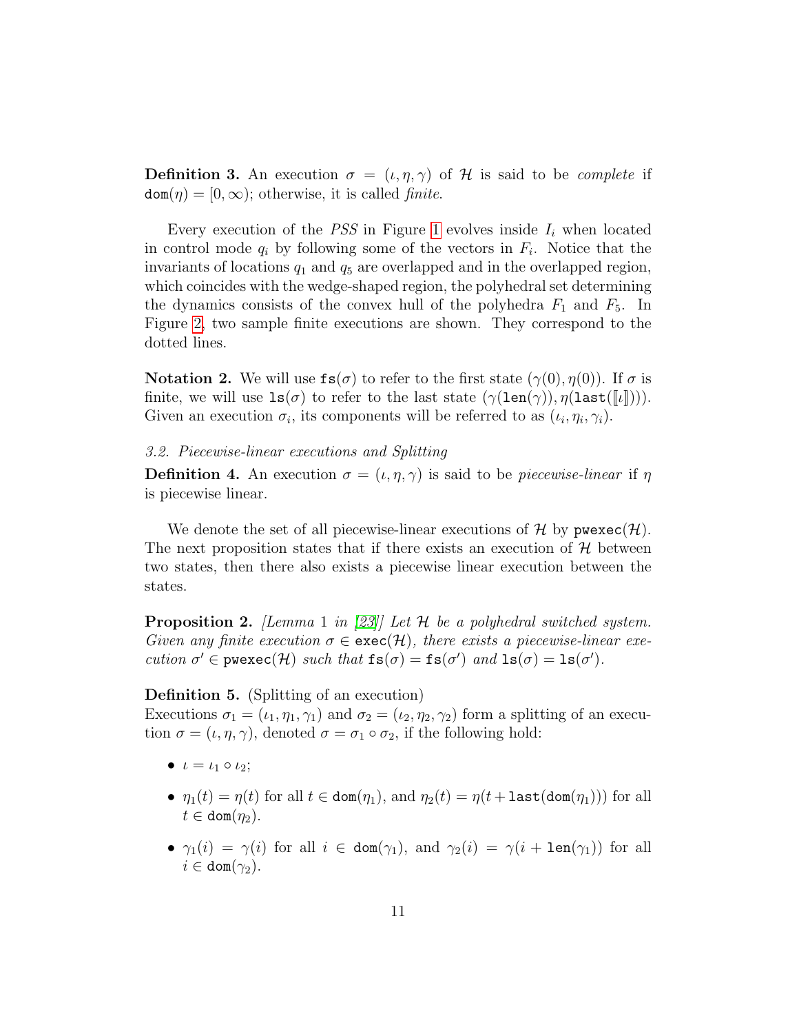**Definition 3.** An execution $\sigma = (\iota, \eta, \gamma)$ of $\mathcal{H}$ is said to be *complete* if $\mathtt{dom}(\eta) = [0, \infty)$; otherwise, it is called *finite*.

Every execution of the *PSS* in Figure 1 evolves inside $I_i$ when located in control mode $q_i$ by following some of the vectors in $F_i$. Notice that the invariants of locations $q_1$ and $q_5$ are overlapped and in the overlapped region, which coincides with the wedge-shaped region, the polyhedral set determining the dynamics consists of the convex hull of the polyhedra $F_1$ and $F_5$. In Figure 2, two sample finite executions are shown. They correspond to the dotted lines.

**Notation 2.** We will use $\mathtt{fs}(\sigma)$ to refer to the first state $(\gamma(0), \eta(0))$. If $\sigma$ is finite, we will use $\mathtt{ls}(\sigma)$ to refer to the last state $(\gamma(\mathtt{len}(\gamma)), \eta(\mathtt{last}(\llbracket \iota \rrbracket)))$. Given an execution $\sigma_i$, its components will be referred to as $(\iota_i, \eta_i, \gamma_i)$.

### *3.2. Piecewise-linear executions and Splitting*

**Definition 4.** An execution $\sigma = (\iota, \eta, \gamma)$ is said to be *piecewise-linear* if $\eta$ is piecewise linear.

We denote the set of all piecewise-linear executions of $\mathcal{H}$ by $\mathtt{pwexec}(\mathcal{H})$. The next proposition states that if there exists an execution of $\mathcal{H}$ between two states, then there also exists a piecewise linear execution between the states.

**Proposition 2.** *[Lemma 1 in [23]] Let $\mathcal{H}$ be a polyhedral switched system. Given any finite execution $\sigma \in \mathtt{exec}(\mathcal{H})$, there exists a piecewise-linear execution $\sigma' \in \mathtt{pwexec}(\mathcal{H})$ such that $\mathtt{fs}(\sigma) = \mathtt{fs}(\sigma')$ and $\mathtt{ls}(\sigma) = \mathtt{ls}(\sigma')$.*

**Definition 5.** (Splitting of an execution)
Executions $\sigma_1 = (\iota_1, \eta_1, \gamma_1)$ and $\sigma_2 = (\iota_2, \eta_2, \gamma_2)$ form a splitting of an execution $\sigma = (\iota, \eta, \gamma)$, denoted $\sigma = \sigma_1 \circ \sigma_2$, if the following hold:

- $\iota = \iota_1 \circ \iota_2$;
- $\eta_1(t) = \eta(t)$ for all $t \in \mathtt{dom}(\eta_1)$, and $\eta_2(t) = \eta(t + \mathtt{last}(\mathtt{dom}(\eta_1)))$ for all $t \in \mathtt{dom}(\eta_2)$.
- $\gamma_1(i) = \gamma(i)$ for all $i \in \mathtt{dom}(\gamma_1)$, and $\gamma_2(i) = \gamma(i + \mathtt{len}(\gamma_1))$ for all $i \in \mathtt{dom}(\gamma_2)$.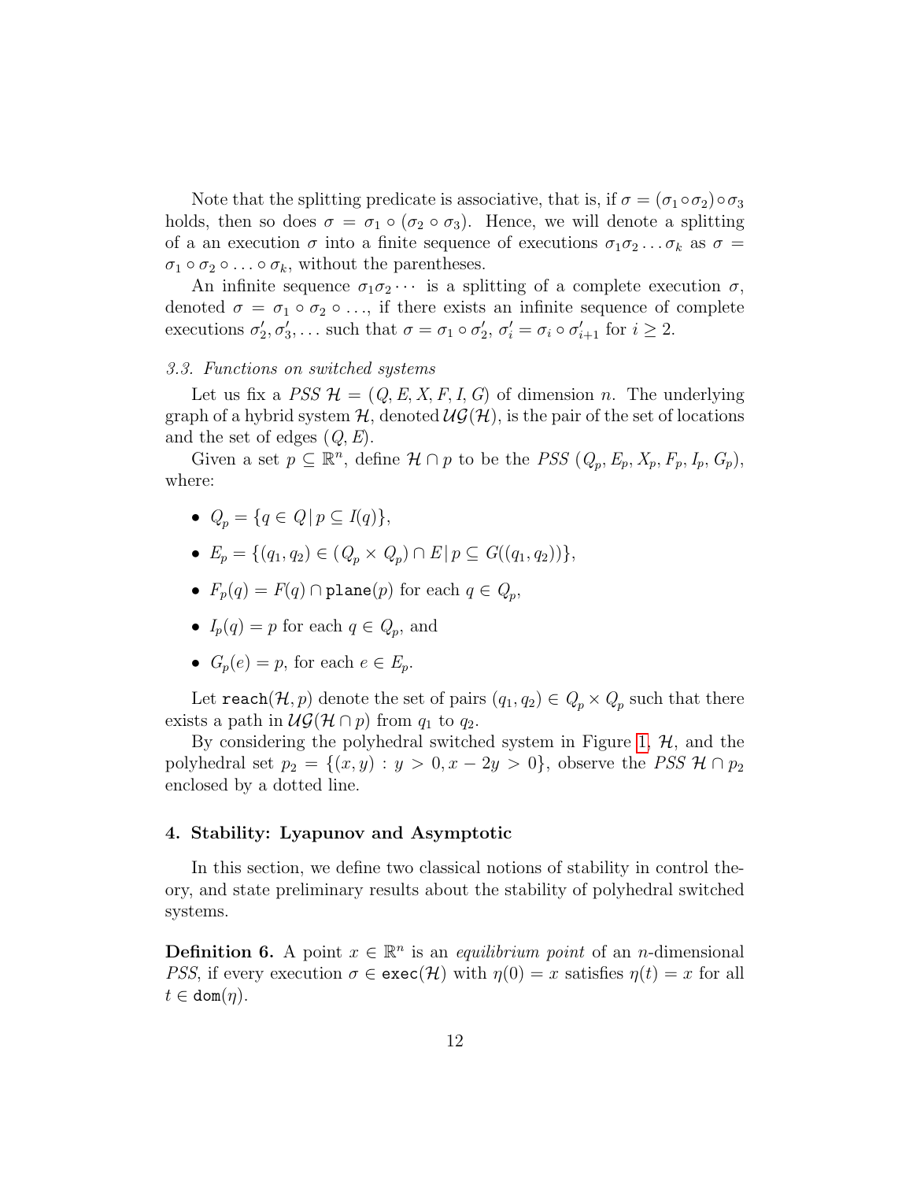Note that the splitting predicate is associative, that is, if $\sigma = (\sigma_1 \circ \sigma_2) \circ \sigma_3$ holds, then so does $\sigma = \sigma_1 \circ (\sigma_2 \circ \sigma_3)$. Hence, we will denote a splitting of a an execution $\sigma$ into a finite sequence of executions $\sigma_1 \sigma_2 \dots \sigma_k$ as $\sigma = \sigma_1 \circ \sigma_2 \circ \dots \circ \sigma_k$, without the parentheses.

An infinite sequence $\sigma_1 \sigma_2 \cdots$ is a splitting of a complete execution $\sigma$, denoted $\sigma = \sigma_1 \circ \sigma_2 \circ \dots$, if there exists an infinite sequence of complete executions $\sigma'_2, \sigma'_3, \dots$ such that $\sigma = \sigma_1 \circ \sigma'_2$, $\sigma'_i = \sigma_i \circ \sigma'_{i+1}$ for $i \geq 2$.

### 3.3. Functions on switched systems

Let us fix a *PSS* $\mathcal{H} = (Q, E, X, F, I, G)$ of dimension $n$. The underlying graph of a hybrid system $\mathcal{H}$, denoted $\mathcal{UG}(\mathcal{H})$, is the pair of the set of locations and the set of edges $(Q, E)$.

Given a set $p \subseteq \mathbb{R}^n$, define $\mathcal{H} \cap p$ to be the *PSS* $(Q_p, E_p, X_p, F_p, I_p, G_p)$, where:

- $Q_p = \{q \in Q \,|\, p \subseteq I(q)\}$,
- $E_p = \{(q_1, q_2) \in (Q_p \times Q_p) \cap E \,|\, p \subseteq G((q_1, q_2))\}$,
- $F_p(q) = F(q) \cap \texttt{plane}(p)$ for each $q \in Q_p$,
- $I_p(q) = p$ for each $q \in Q_p$, and
- $G_p(e) = p$, for each $e \in E_p$.

Let $\texttt{reach}(\mathcal{H}, p)$ denote the set of pairs $(q_1, q_2) \in Q_p \times Q_p$ such that there exists a path in $\mathcal{UG}(\mathcal{H} \cap p)$ from $q_1$ to $q_2$.

By considering the polyhedral switched system in Figure 1, $\mathcal{H}$, and the polyhedral set $p_2 = \{(x, y) : y > 0, x - 2y > 0\}$, observe the *PSS* $\mathcal{H} \cap p_2$ enclosed by a dotted line.

## 4. Stability: Lyapunov and Asymptotic

In this section, we define two classical notions of stability in control theory, and state preliminary results about the stability of polyhedral switched systems.

**Definition 6.** A point $x \in \mathbb{R}^n$ is an *equilibrium point* of an $n$-dimensional *PSS*, if every execution $\sigma \in \texttt{exec}(\mathcal{H})$ with $\eta(0) = x$ satisfies $\eta(t) = x$ for all $t \in \texttt{dom}(\eta)$.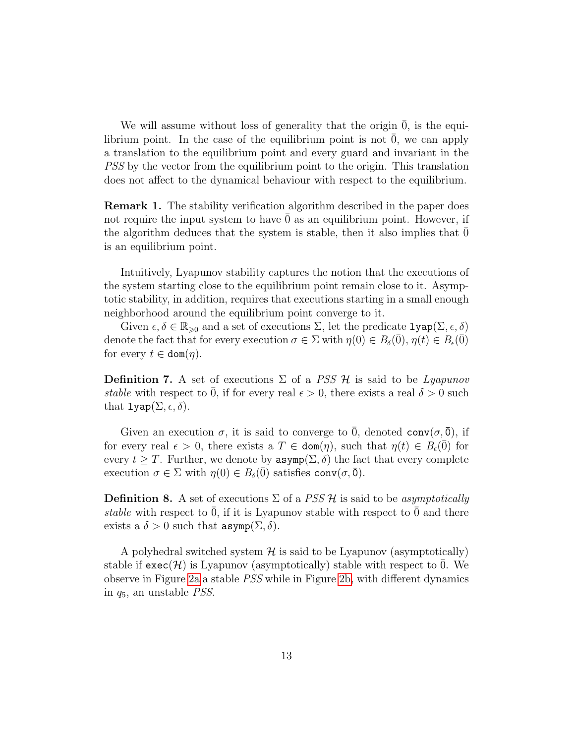We will assume without loss of generality that the origin $\bar{0}$, is the equilibrium point. In the case of the equilibrium point is not $\bar{0}$, we can apply a translation to the equilibrium point and every guard and invariant in the *PSS* by the vector from the equilibrium point to the origin. This translation does not affect to the dynamical behaviour with respect to the equilibrium.

**Remark 1.** The stability verification algorithm described in the paper does not require the input system to have $\bar{0}$ as an equilibrium point. However, if the algorithm deduces that the system is stable, then it also implies that $\bar{0}$ is an equilibrium point.

Intuitively, Lyapunov stability captures the notion that the executions of the system starting close to the equilibrium point remain close to it. Asymptotic stability, in addition, requires that executions starting in a small enough neighborhood around the equilibrium point converge to it.

Given $\epsilon, \delta \in \mathbb{R}_{\geqslant 0}$ and a set of executions $\Sigma$, let the predicate $\mathtt{lyap}(\Sigma, \epsilon, \delta)$ denote the fact that for every execution $\sigma \in \Sigma$ with $\eta(0) \in B_\delta(\bar{0})$, $\eta(t) \in B_\epsilon(\bar{0})$ for every $t \in \mathtt{dom}(\eta)$.

**Definition 7.** A set of executions $\Sigma$ of a *PSS* $\mathcal{H}$ is said to be *Lyapunov stable* with respect to $\bar{0}$, if for every real $\epsilon > 0$, there exists a real $\delta > 0$ such that $\mathtt{lyap}(\Sigma, \epsilon, \delta)$.

Given an execution $\sigma$, it is said to converge to $\bar{0}$, denoted $\mathtt{conv}(\sigma, \bar{\mathtt{0}})$, if for every real $\epsilon > 0$, there exists a $T \in \mathtt{dom}(\eta)$, such that $\eta(t) \in B_\epsilon(\bar{0})$ for every $t \geq T$. Further, we denote by $\mathtt{asymp}(\Sigma, \delta)$ the fact that every complete execution $\sigma \in \Sigma$ with $\eta(0) \in B_\delta(\bar{0})$ satisfies $\mathtt{conv}(\sigma, \bar{\mathtt{0}})$.

**Definition 8.** A set of executions $\Sigma$ of a *PSS* $\mathcal{H}$ is said to be *asymptotically stable* with respect to $\bar{0}$, if it is Lyapunov stable with respect to $\bar{0}$ and there exists a $\delta > 0$ such that $\mathtt{asymp}(\Sigma, \delta)$.

A polyhedral switched system $\mathcal{H}$ is said to be Lyapunov (asymptotically) stable if $\mathtt{exec}(\mathcal{H})$ is Lyapunov (asymptotically) stable with respect to $\bar{0}$. We observe in Figure 2a a stable *PSS* while in Figure 2b, with different dynamics in $q_5$, an unstable *PSS*.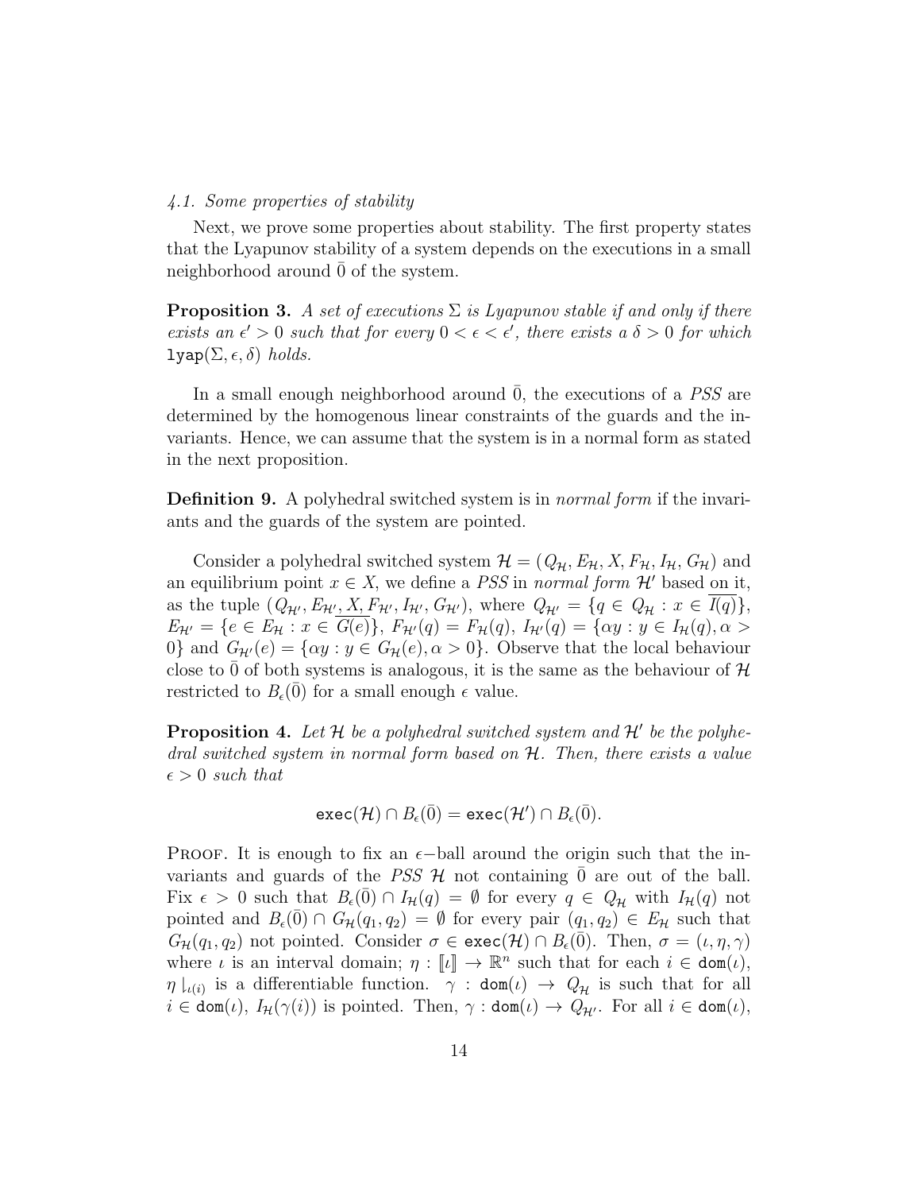### 4.1. Some properties of stability

Next, we prove some properties about stability. The first property states that the Lyapunov stability of a system depends on the executions in a small neighborhood around $\bar{0}$ of the system.

**Proposition 3.** *A set of executions $\Sigma$ is Lyapunov stable if and only if there exists an $\epsilon' > 0$ such that for every $0 < \epsilon < \epsilon'$, there exists a $\delta > 0$ for which $\mathtt{lyap}(\Sigma, \epsilon, \delta)$ holds.*

In a small enough neighborhood around $\bar{0}$, the executions of a *PSS* are determined by the homogenous linear constraints of the guards and the invariants. Hence, we can assume that the system is in a normal form as stated in the next proposition.

**Definition 9.** A polyhedral switched system is in *normal form* if the invariants and the guards of the system are pointed.

Consider a polyhedral switched system $\mathcal{H} = (Q_{\mathcal{H}}, E_{\mathcal{H}}, X, F_{\mathcal{H}}, I_{\mathcal{H}}, G_{\mathcal{H}})$ and an equilibrium point $x \in X$, we define a *PSS* in *normal form* $\mathcal{H}'$ based on it, as the tuple $(Q_{\mathcal{H}'}, E_{\mathcal{H}'}, X, F_{\mathcal{H}'}, I_{\mathcal{H}'}, G_{\mathcal{H}'})$, where $Q_{\mathcal{H}'} = \{q \in Q_{\mathcal{H}} : x \in \overline{I(q)}\}$, $E_{\mathcal{H}'} = \{e \in E_{\mathcal{H}} : x \in \overline{G(e)}\}$, $F_{\mathcal{H}'}(q) = F_{\mathcal{H}}(q)$, $I_{\mathcal{H}'}(q) = \{\alpha y : y \in I_{\mathcal{H}}(q), \alpha > 0\}$ and $G_{\mathcal{H}'}(e) = \{\alpha y : y \in G_{\mathcal{H}}(e), \alpha > 0\}$. Observe that the local behaviour close to $\bar{0}$ of both systems is analogous, it is the same as the behaviour of $\mathcal{H}$ restricted to $B_\epsilon(\bar{0})$ for a small enough $\epsilon$ value.

**Proposition 4.** *Let $\mathcal{H}$ be a polyhedral switched system and $\mathcal{H}'$ be the polyhedral switched system in normal form based on $\mathcal{H}$. Then, there exists a value $\epsilon > 0$ such that*

$$\mathtt{exec}(\mathcal{H}) \cap B_\epsilon(\bar{0}) = \mathtt{exec}(\mathcal{H}') \cap B_\epsilon(\bar{0}).$$

Proof. It is enough to fix an $\epsilon$−ball around the origin such that the invariants and guards of the *PSS* $\mathcal{H}$ not containing $\bar{0}$ are out of the ball. Fix $\epsilon > 0$ such that $B_\epsilon(\bar{0}) \cap I_{\mathcal{H}}(q) = \emptyset$ for every $q \in Q_{\mathcal{H}}$ with $I_{\mathcal{H}}(q)$ not pointed and $B_\epsilon(\bar{0}) \cap G_{\mathcal{H}}(q_1, q_2) = \emptyset$ for every pair $(q_1, q_2) \in E_{\mathcal{H}}$ such that $G_{\mathcal{H}}(q_1, q_2)$ not pointed. Consider $\sigma \in \mathtt{exec}(\mathcal{H}) \cap B_\epsilon(\bar{0})$. Then, $\sigma = (\iota, \eta, \gamma)$ where $\iota$ is an interval domain; $\eta : [\![\iota]\!] \to \mathbb{R}^n$ such that for each $i \in \mathtt{dom}(\iota)$, $\eta\restriction_{\iota(i)}$ is a differentiable function. $\gamma : \mathtt{dom}(\iota) \to Q_{\mathcal{H}}$ is such that for all $i \in \mathtt{dom}(\iota)$, $I_{\mathcal{H}}(\gamma(i))$ is pointed. Then, $\gamma : \mathtt{dom}(\iota) \to Q_{\mathcal{H}'}$. For all $i \in \mathtt{dom}(\iota)$,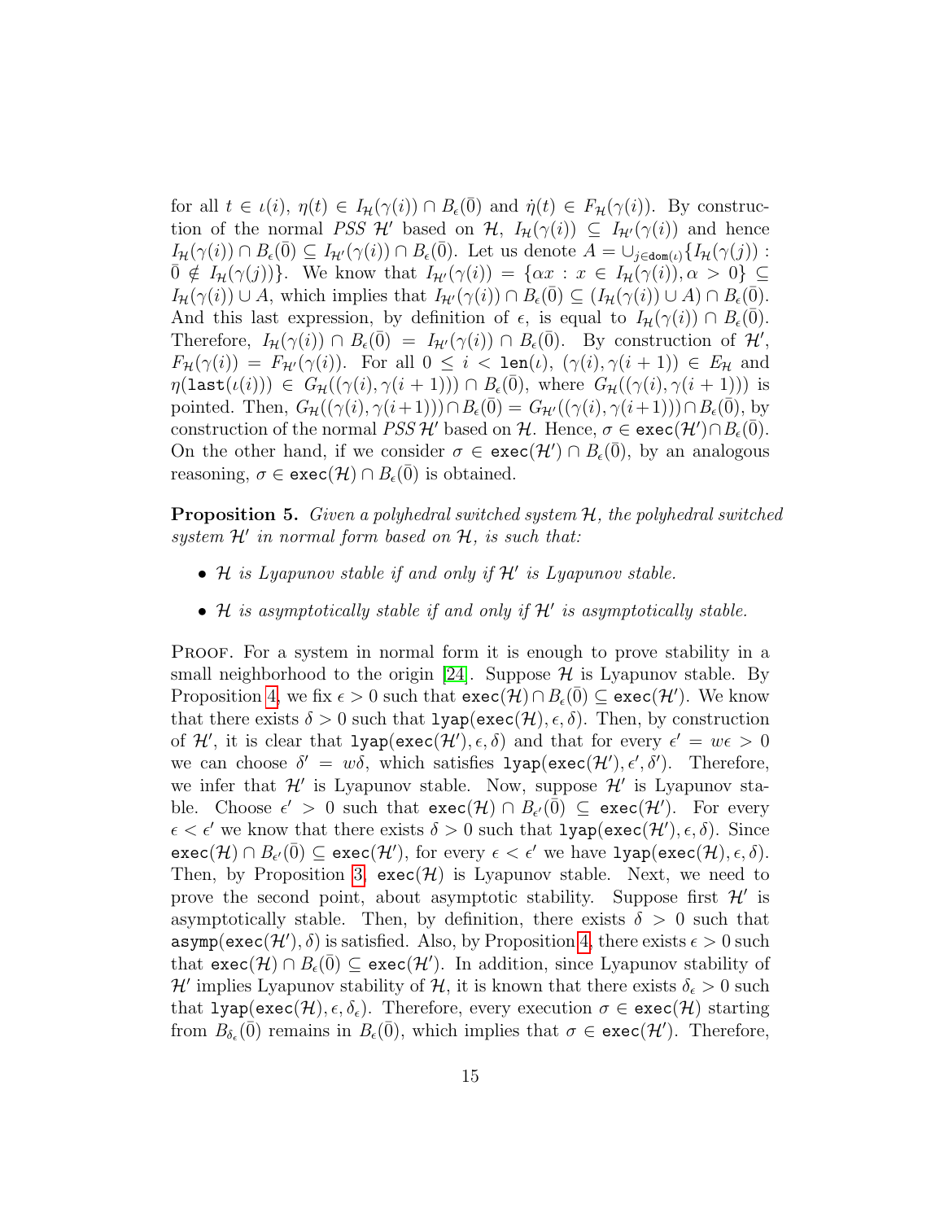for all $t \in \iota(i)$, $\eta(t) \in I_{\mathcal{H}}(\gamma(i)) \cap B_\epsilon(\bar{0})$ and $\dot{\eta}(t) \in F_{\mathcal{H}}(\gamma(i))$. By construction of the normal *PSS* $\mathcal{H}'$ based on $\mathcal{H}$, $I_{\mathcal{H}}(\gamma(i)) \subseteq I_{\mathcal{H}'}(\gamma(i))$ and hence $I_{\mathcal{H}}(\gamma(i)) \cap B_\epsilon(\bar{0}) \subseteq I_{\mathcal{H}'}(\gamma(i)) \cap B_\epsilon(\bar{0})$. Let us denote $A = \cup_{j \in \mathtt{dom}(\iota)}\{I_{\mathcal{H}}(\gamma(j)) : \bar{0} \notin I_{\mathcal{H}}(\gamma(j))\}$. We know that $I_{\mathcal{H}'}(\gamma(i)) = \{\alpha x : x \in I_{\mathcal{H}}(\gamma(i)), \alpha > 0\} \subseteq I_{\mathcal{H}}(\gamma(i)) \cup A$, which implies that $I_{\mathcal{H}'}(\gamma(i)) \cap B_\epsilon(\bar{0}) \subseteq (I_{\mathcal{H}}(\gamma(i)) \cup A) \cap B_\epsilon(\bar{0})$. And this last expression, by definition of $\epsilon$, is equal to $I_{\mathcal{H}}(\gamma(i)) \cap B_\epsilon(\bar{0})$. Therefore, $I_{\mathcal{H}}(\gamma(i)) \cap B_\epsilon(\bar{0}) = I_{\mathcal{H}'}(\gamma(i)) \cap B_\epsilon(\bar{0})$. By construction of $\mathcal{H}'$, $F_{\mathcal{H}}(\gamma(i)) = F_{\mathcal{H}'}(\gamma(i))$. For all $0 \leq i < \mathtt{len}(\iota)$, $(\gamma(i), \gamma(i+1)) \in E_{\mathcal{H}}$ and $\eta(\mathtt{last}(\iota(i))) \in G_{\mathcal{H}}((\gamma(i), \gamma(i+1))) \cap B_\epsilon(\bar{0})$, where $G_{\mathcal{H}}((\gamma(i), \gamma(i+1)))$ is pointed. Then, $G_{\mathcal{H}}((\gamma(i), \gamma(i+1))) \cap B_\epsilon(\bar{0}) = G_{\mathcal{H}'}((\gamma(i), \gamma(i+1))) \cap B_\epsilon(\bar{0})$, by construction of the normal *PSS* $\mathcal{H}'$ based on $\mathcal{H}$. Hence, $\sigma \in \mathtt{exec}(\mathcal{H}') \cap B_\epsilon(\bar{0})$. On the other hand, if we consider $\sigma \in \mathtt{exec}(\mathcal{H}') \cap B_\epsilon(\bar{0})$, by an analogous reasoning, $\sigma \in \mathtt{exec}(\mathcal{H}) \cap B_\epsilon(\bar{0})$ is obtained.

**Proposition 5.** *Given a polyhedral switched system $\mathcal{H}$, the polyhedral switched system $\mathcal{H}'$ in normal form based on $\mathcal{H}$, is such that:*

- *$\mathcal{H}$ is Lyapunov stable if and only if $\mathcal{H}'$ is Lyapunov stable.*
- *$\mathcal{H}$ is asymptotically stable if and only if $\mathcal{H}'$ is asymptotically stable.*

Proof. For a system in normal form it is enough to prove stability in a small neighborhood to the origin [24]. Suppose $\mathcal{H}$ is Lyapunov stable. By Proposition 4, we fix $\epsilon > 0$ such that $\mathtt{exec}(\mathcal{H}) \cap B_\epsilon(\bar{0}) \subseteq \mathtt{exec}(\mathcal{H}')$. We know that there exists $\delta > 0$ such that $\mathtt{lyap}(\mathtt{exec}(\mathcal{H}), \epsilon, \delta)$. Then, by construction of $\mathcal{H}'$, it is clear that $\mathtt{lyap}(\mathtt{exec}(\mathcal{H}'), \epsilon, \delta)$ and that for every $\epsilon' = w\epsilon > 0$ we can choose $\delta' = w\delta$, which satisfies $\mathtt{lyap}(\mathtt{exec}(\mathcal{H}'), \epsilon', \delta')$. Therefore, we infer that $\mathcal{H}'$ is Lyapunov stable. Now, suppose $\mathcal{H}'$ is Lyapunov stable. Choose $\epsilon' > 0$ such that $\mathtt{exec}(\mathcal{H}) \cap B_{\epsilon'}(\bar{0}) \subseteq \mathtt{exec}(\mathcal{H}')$. For every $\epsilon < \epsilon'$ we know that there exists $\delta > 0$ such that $\mathtt{lyap}(\mathtt{exec}(\mathcal{H}'), \epsilon, \delta)$. Since $\mathtt{exec}(\mathcal{H}) \cap B_{\epsilon'}(\bar{0}) \subseteq \mathtt{exec}(\mathcal{H}')$, for every $\epsilon < \epsilon'$ we have $\mathtt{lyap}(\mathtt{exec}(\mathcal{H}), \epsilon, \delta)$. Then, by Proposition 3, $\mathtt{exec}(\mathcal{H})$ is Lyapunov stable. Next, we need to prove the second point, about asymptotic stability. Suppose first $\mathcal{H}'$ is asymptotically stable. Then, by definition, there exists $\delta > 0$ such that $\mathtt{asymp}(\mathtt{exec}(\mathcal{H}'), \delta)$ is satisfied. Also, by Proposition 4, there exists $\epsilon > 0$ such that $\mathtt{exec}(\mathcal{H}) \cap B_\epsilon(\bar{0}) \subseteq \mathtt{exec}(\mathcal{H}')$. In addition, since Lyapunov stability of $\mathcal{H}'$ implies Lyapunov stability of $\mathcal{H}$, it is known that there exists $\delta_\epsilon > 0$ such that $\mathtt{lyap}(\mathtt{exec}(\mathcal{H}), \epsilon, \delta_\epsilon)$. Therefore, every execution $\sigma \in \mathtt{exec}(\mathcal{H})$ starting from $B_{\delta_\epsilon}(\bar{0})$ remains in $B_\epsilon(\bar{0})$, which implies that $\sigma \in \mathtt{exec}(\mathcal{H}')$. Therefore,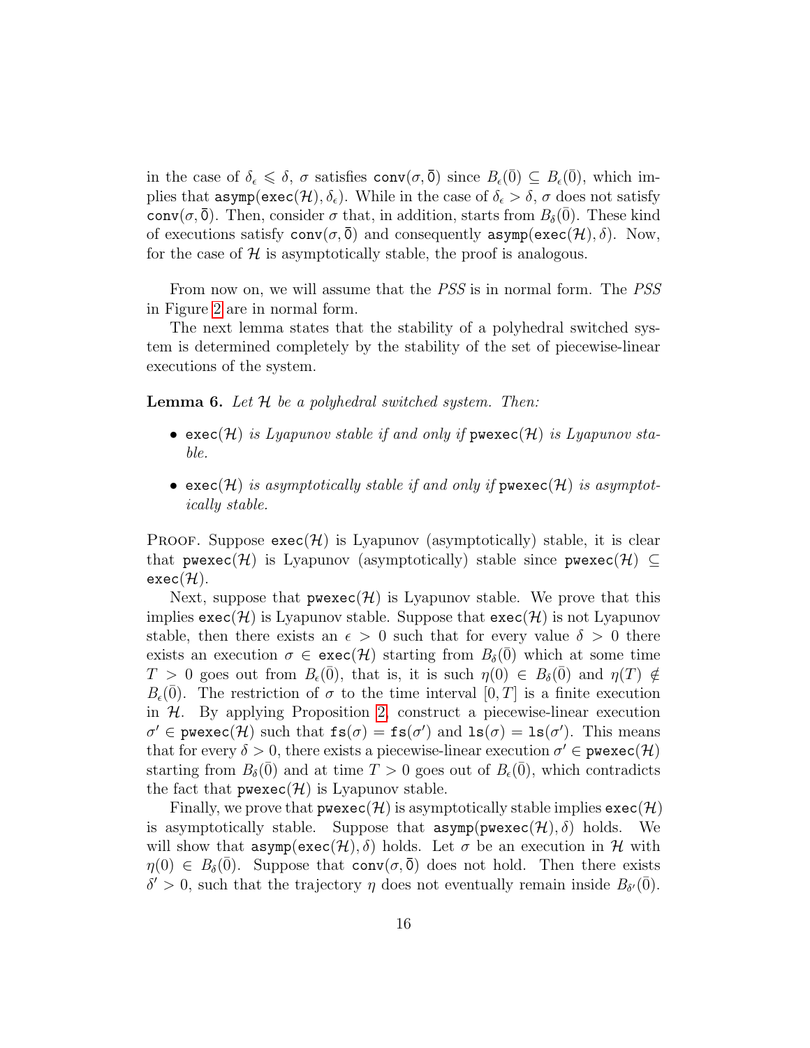in the case of $\delta_\epsilon \leqslant \delta$, $\sigma$ satisfies $\mathtt{conv}(\sigma, \bar{0})$ since $B_\epsilon(\bar{0}) \subseteq B_\epsilon(\bar{0})$, which implies that $\mathtt{asymp}(\mathtt{exec}(\mathcal{H}), \delta_\epsilon)$. While in the case of $\delta_\epsilon > \delta$, $\sigma$ does not satisfy $\mathtt{conv}(\sigma, \bar{0})$. Then, consider $\sigma$ that, in addition, starts from $B_\delta(\bar{0})$. These kind of executions satisfy $\mathtt{conv}(\sigma, \bar{0})$ and consequently $\mathtt{asymp}(\mathtt{exec}(\mathcal{H}), \delta)$. Now, for the case of $\mathcal{H}$ is asymptotically stable, the proof is analogous.

From now on, we will assume that the *PSS* is in normal form. The *PSS* in Figure 2 are in normal form.

The next lemma states that the stability of a polyhedral switched system is determined completely by the stability of the set of piecewise-linear executions of the system.

**Lemma 6.** *Let $\mathcal{H}$ be a polyhedral switched system. Then:*

- $\mathtt{exec}(\mathcal{H})$ *is Lyapunov stable if and only if* $\mathtt{pwexec}(\mathcal{H})$ *is Lyapunov stable.*
- $\mathtt{exec}(\mathcal{H})$ *is asymptotically stable if and only if* $\mathtt{pwexec}(\mathcal{H})$ *is asymptotically stable.*

Proof. Suppose $\mathtt{exec}(\mathcal{H})$ is Lyapunov (asymptotically) stable, it is clear that $\mathtt{pwexec}(\mathcal{H})$ is Lyapunov (asymptotically) stable since $\mathtt{pwexec}(\mathcal{H}) \subseteq \mathtt{exec}(\mathcal{H})$.

Next, suppose that $\mathtt{pwexec}(\mathcal{H})$ is Lyapunov stable. We prove that this implies $\mathtt{exec}(\mathcal{H})$ is Lyapunov stable. Suppose that $\mathtt{exec}(\mathcal{H})$ is not Lyapunov stable, then there exists an $\epsilon > 0$ such that for every value $\delta > 0$ there exists an execution $\sigma \in \mathtt{exec}(\mathcal{H})$ starting from $B_\delta(\bar{0})$ which at some time $T > 0$ goes out from $B_\epsilon(\bar{0})$, that is, it is such $\eta(0) \in B_\delta(\bar{0})$ and $\eta(T) \notin B_\epsilon(\bar{0})$. The restriction of $\sigma$ to the time interval $[0, T]$ is a finite execution in $\mathcal{H}$. By applying Proposition 2, construct a piecewise-linear execution $\sigma' \in \mathtt{pwexec}(\mathcal{H})$ such that $\mathtt{fs}(\sigma) = \mathtt{fs}(\sigma')$ and $\mathtt{ls}(\sigma) = \mathtt{ls}(\sigma')$. This means that for every $\delta > 0$, there exists a piecewise-linear execution $\sigma' \in \mathtt{pwexec}(\mathcal{H})$ starting from $B_\delta(\bar{0})$ and at time $T > 0$ goes out of $B_\epsilon(\bar{0})$, which contradicts the fact that $\mathtt{pwexec}(\mathcal{H})$ is Lyapunov stable.

Finally, we prove that $\mathtt{pwexec}(\mathcal{H})$ is asymptotically stable implies $\mathtt{exec}(\mathcal{H})$ is asymptotically stable. Suppose that $\mathtt{asymp}(\mathtt{pwexec}(\mathcal{H}), \delta)$ holds. We will show that $\mathtt{asymp}(\mathtt{exec}(\mathcal{H}), \delta)$ holds. Let $\sigma$ be an execution in $\mathcal{H}$ with $\eta(0) \in B_\delta(\bar{0})$. Suppose that $\mathtt{conv}(\sigma, \bar{0})$ does not hold. Then there exists $\delta' > 0$, such that the trajectory $\eta$ does not eventually remain inside $B_{\delta'}(\bar{0})$.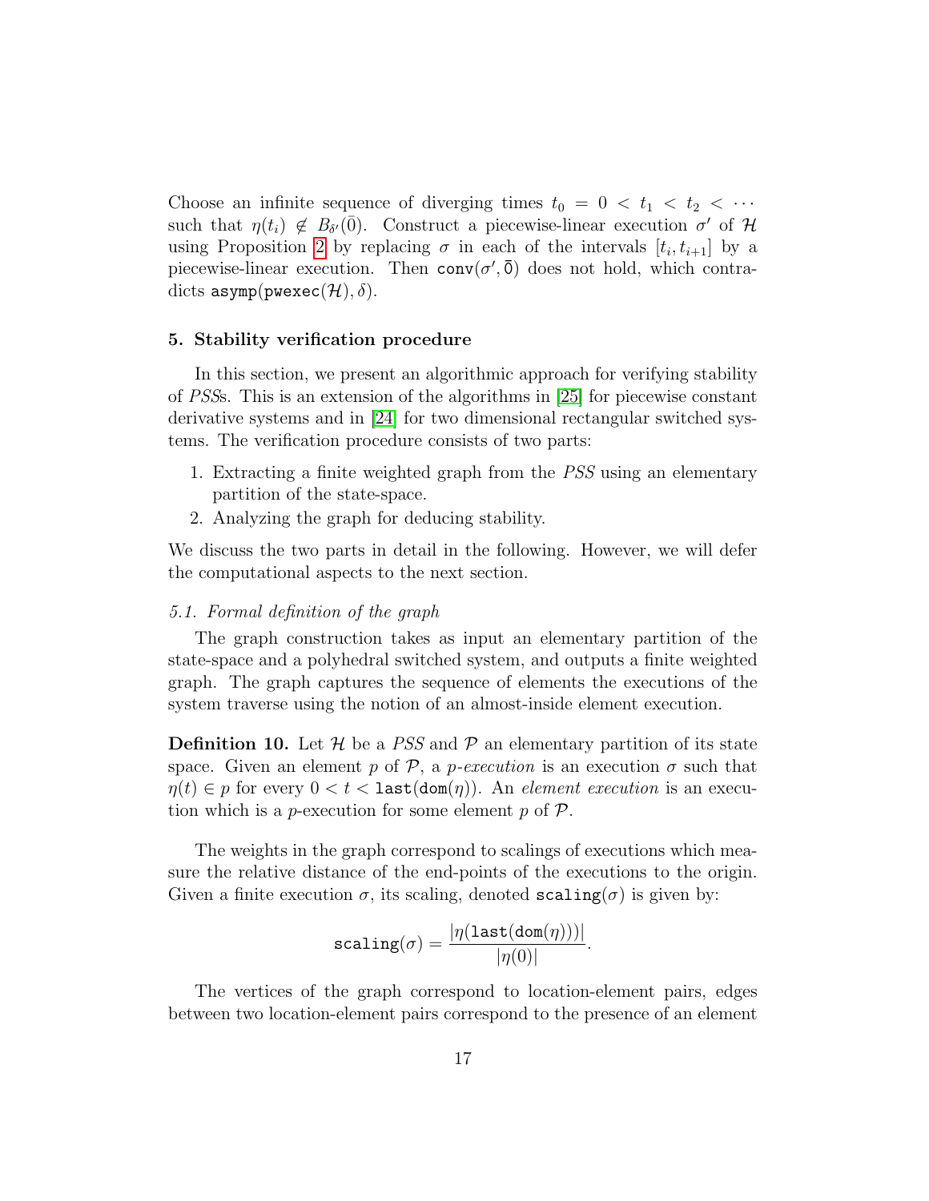Choose an infinite sequence of diverging times $t_0 = 0 < t_1 < t_2 < \cdots$ such that $\eta(t_i) \notin B_{\delta'}(\bar{0})$. Construct a piecewise-linear execution $\sigma'$ of $\mathcal{H}$ using Proposition 2 by replacing $\sigma$ in each of the intervals $[t_i, t_{i+1}]$ by a piecewise-linear execution. Then $\texttt{conv}(\sigma', \bar{0})$ does not hold, which contradicts $\texttt{asymp}(\texttt{pwexec}(\mathcal{H}), \delta)$.

## 5. Stability verification procedure

In this section, we present an algorithmic approach for verifying stability of *PSS*s. This is an extension of the algorithms in [25] for piecewise constant derivative systems and in [24] for two dimensional rectangular switched systems. The verification procedure consists of two parts:

1. Extracting a finite weighted graph from the *PSS* using an elementary partition of the state-space.
2. Analyzing the graph for deducing stability.

We discuss the two parts in detail in the following. However, we will defer the computational aspects to the next section.

### 5.1. Formal definition of the graph

The graph construction takes as input an elementary partition of the state-space and a polyhedral switched system, and outputs a finite weighted graph. The graph captures the sequence of elements the executions of the system traverse using the notion of an almost-inside element execution.

**Definition 10.** Let $\mathcal{H}$ be a *PSS* and $\mathcal{P}$ an elementary partition of its state space. Given an element $p$ of $\mathcal{P}$, a *p-execution* is an execution $\sigma$ such that $\eta(t) \in p$ for every $0 < t < \texttt{last}(\texttt{dom}(\eta))$. An *element execution* is an execution which is a $p$-execution for some element $p$ of $\mathcal{P}$.

The weights in the graph correspond to scalings of executions which measure the relative distance of the end-points of the executions to the origin. Given a finite execution $\sigma$, its scaling, denoted $\texttt{scaling}(\sigma)$ is given by:

$$\texttt{scaling}(\sigma) = \frac{|\eta(\texttt{last}(\texttt{dom}(\eta)))|}{|\eta(0)|}.$$

The vertices of the graph correspond to location-element pairs, edges between two location-element pairs correspond to the presence of an element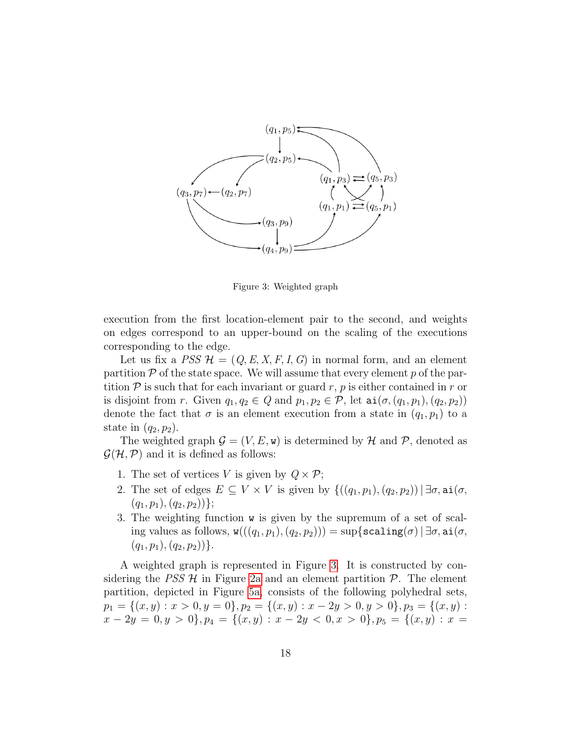Figure 3: Weighted graph

execution from the first location-element pair to the second, and weights on edges correspond to an upper-bound on the scaling of the executions corresponding to the edge.

Let us fix a *PSS* $\mathcal{H} = (Q, E, X, F, I, G)$ in normal form, and an element partition $\mathcal{P}$ of the state space. We will assume that every element $p$ of the partition $\mathcal{P}$ is such that for each invariant or guard $r$, $p$ is either contained in $r$ or is disjoint from $r$. Given $q_1, q_2 \in Q$ and $p_1, p_2 \in \mathcal{P}$, let $\mathtt{ai}(\sigma, (q_1, p_1), (q_2, p_2))$ denote the fact that $\sigma$ is an element execution from a state in $(q_1, p_1)$ to a state in $(q_2, p_2)$.

The weighted graph $\mathcal{G} = (V, E, \mathtt{w})$ is determined by $\mathcal{H}$ and $\mathcal{P}$, denoted as $\mathcal{G}(\mathcal{H}, \mathcal{P})$ and it is defined as follows:

1. The set of vertices $V$ is given by $Q \times \mathcal{P}$;
2. The set of edges $E \subseteq V \times V$ is given by $\{((q_1, p_1), (q_2, p_2)) \mid \exists \sigma, \mathtt{ai}(\sigma, (q_1, p_1), (q_2, p_2))\}$;
3. The weighting function $\mathtt{w}$ is given by the supremum of a set of scaling values as follows, $\mathtt{w}(((q_1, p_1), (q_2, p_2))) = \sup\{\mathtt{scaling}(\sigma) \mid \exists \sigma, \mathtt{ai}(\sigma, (q_1, p_1), (q_2, p_2))\}$.

A weighted graph is represented in Figure 3. It is constructed by considering the *PSS* $\mathcal{H}$ in Figure 2a and an element partition $\mathcal{P}$. The element partition, depicted in Figure 5a, consists of the following polyhedral sets, $p_1 = \{(x, y) : x > 0, y = 0\}, p_2 = \{(x, y) : x - 2y > 0, y > 0\}, p_3 = \{(x, y) : x - 2y = 0, y > 0\}, p_4 = \{(x, y) : x - 2y < 0, x > 0\}, p_5 = \{(x, y) : x =$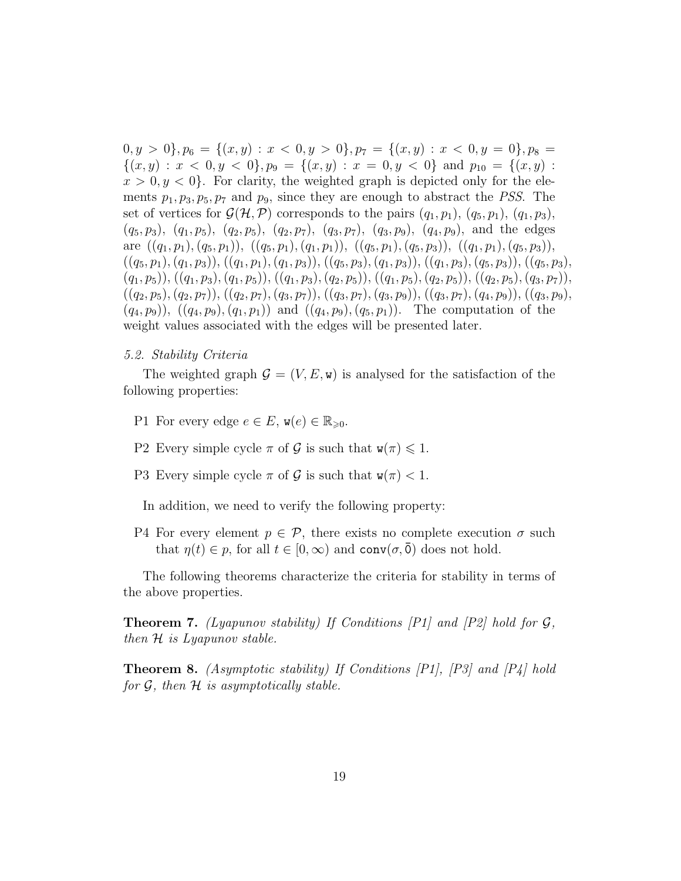$0, y > 0\}, p_6 = \{(x, y) : x < 0, y > 0\}, p_7 = \{(x, y) : x < 0, y = 0\}, p_8 = \{(x, y) : x < 0, y < 0\}, p_9 = \{(x, y) : x = 0, y < 0\}$ and $p_{10} = \{(x, y) : x > 0, y < 0\}$. For clarity, the weighted graph is depicted only for the elements $p_1, p_3, p_5, p_7$ and $p_9$, since they are enough to abstract the *PSS*. The set of vertices for $\mathcal{G}(\mathcal{H}, \mathcal{P})$ corresponds to the pairs $(q_1, p_1)$, $(q_5, p_1)$, $(q_1, p_3)$, $(q_5, p_3)$, $(q_1, p_5)$, $(q_2, p_5)$, $(q_2, p_7)$, $(q_3, p_7)$, $(q_3, p_9)$, $(q_4, p_9)$, and the edges are $((q_1, p_1), (q_5, p_1))$, $((q_5, p_1), (q_1, p_1))$, $((q_5, p_1), (q_5, p_3))$, $((q_1, p_1), (q_5, p_3))$, $((q_5, p_1), (q_1, p_3))$, $((q_1, p_1), (q_1, p_3))$, $((q_5, p_3), (q_1, p_3))$, $((q_1, p_3), (q_5, p_3))$, $((q_5, p_3), (q_1, p_5))$, $((q_1, p_3), (q_1, p_5))$, $((q_1, p_3), (q_2, p_5))$, $((q_1, p_5), (q_2, p_5))$, $((q_2, p_5), (q_3, p_7))$, $((q_2, p_5), (q_2, p_7))$, $((q_2, p_7), (q_3, p_7))$, $((q_3, p_7), (q_3, p_9))$, $((q_3, p_7), (q_4, p_9))$, $((q_3, p_9), (q_4, p_9))$, $((q_4, p_9), (q_1, p_1))$ and $((q_4, p_9), (q_5, p_1))$. The computation of the weight values associated with the edges will be presented later.

### 5.2. Stability Criteria

The weighted graph $\mathcal{G} = (V, E, \mathtt{w})$ is analysed for the satisfaction of the following properties:

- P1 For every edge $e \in E$, $\mathtt{w}(e) \in \mathbb{R}_{\geqslant 0}$.
- P2 Every simple cycle $\pi$ of $\mathcal{G}$ is such that $\mathtt{w}(\pi) \leqslant 1$.
- P3 Every simple cycle $\pi$ of $\mathcal{G}$ is such that $\mathtt{w}(\pi) < 1$.

In addition, we need to verify the following property:

- P4 For every element $p \in \mathcal{P}$, there exists no complete execution $\sigma$ such that $\eta(t) \in p$, for all $t \in [0, \infty)$ and $\mathtt{conv}(\sigma, \bar{0})$ does not hold.

The following theorems characterize the criteria for stability in terms of the above properties.

**Theorem 7.** *(Lyapunov stability) If Conditions [P1] and [P2] hold for $\mathcal{G}$, then $\mathcal{H}$ is Lyapunov stable.*

**Theorem 8.** *(Asymptotic stability) If Conditions [P1], [P3] and [P4] hold for $\mathcal{G}$, then $\mathcal{H}$ is asymptotically stable.*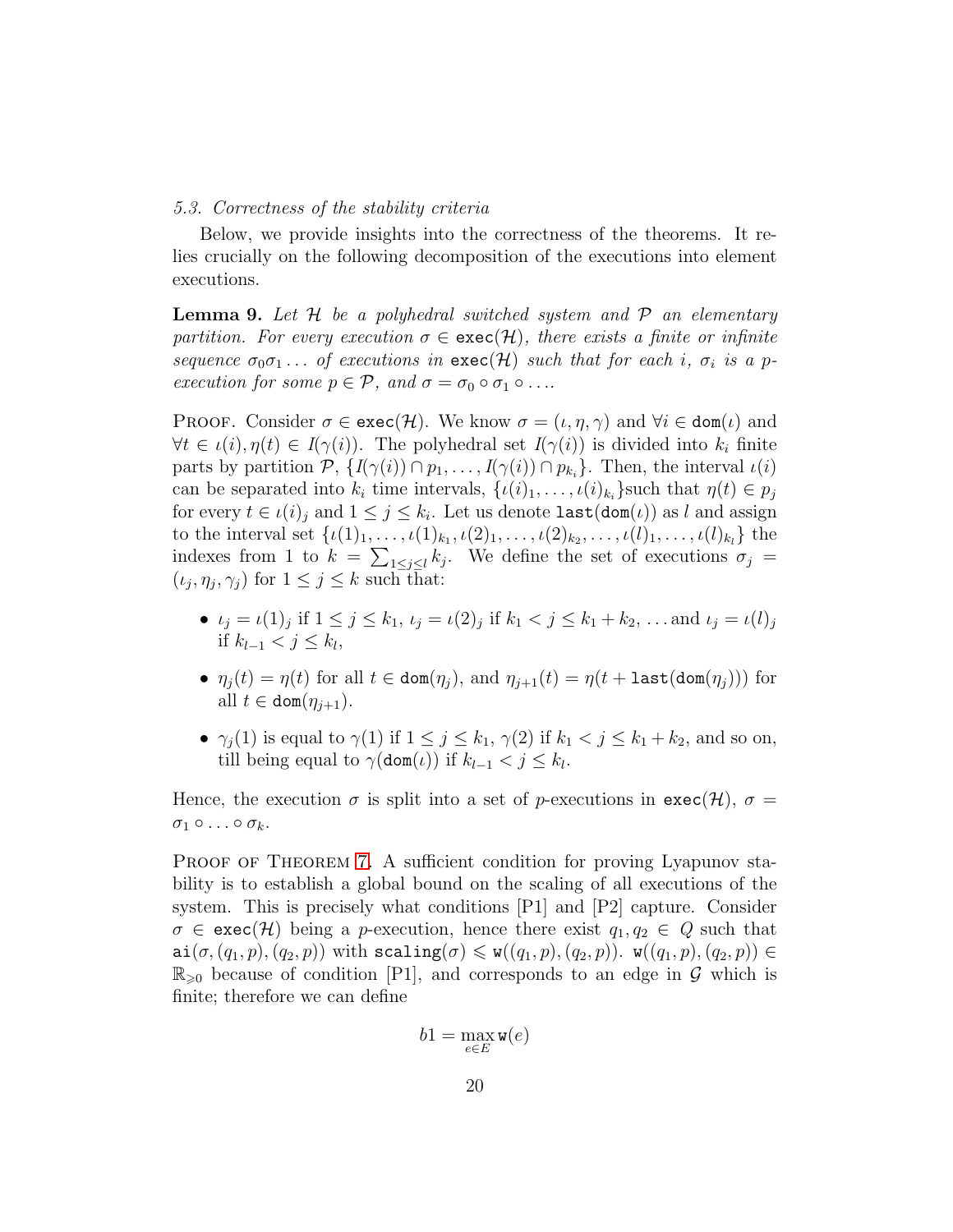*5.3. Correctness of the stability criteria*

Below, we provide insights into the correctness of the theorems. It relies crucially on the following decomposition of the executions into element executions.

**Lemma 9.** *Let $\mathcal{H}$ be a polyhedral switched system and $\mathcal{P}$ an elementary partition. For every execution $\sigma \in \texttt{exec}(\mathcal{H})$, there exists a finite or infinite sequence $\sigma_0\sigma_1\ldots$ of executions in $\texttt{exec}(\mathcal{H})$ such that for each $i$, $\sigma_i$ is a p-execution for some $p \in \mathcal{P}$, and $\sigma = \sigma_0 \circ \sigma_1 \circ \ldots$.*

Proof. Consider $\sigma \in \texttt{exec}(\mathcal{H})$. We know $\sigma = (\iota, \eta, \gamma)$ and $\forall i \in \texttt{dom}(\iota)$ and $\forall t \in \iota(i), \eta(t) \in I(\gamma(i))$. The polyhedral set $I(\gamma(i))$ is divided into $k_i$ finite parts by partition $\mathcal{P}$, $\{I(\gamma(i)) \cap p_1, \ldots, I(\gamma(i)) \cap p_{k_i}\}$. Then, the interval $\iota(i)$ can be separated into $k_i$ time intervals, $\{\iota(i)_1, \ldots, \iota(i)_{k_i}\}$such that $\eta(t) \in p_j$ for every $t \in \iota(i)_j$ and $1 \leq j \leq k_i$. Let us denote $\texttt{last}(\texttt{dom}(\iota))$ as $l$ and assign to the interval set $\{\iota(1)_1, \ldots, \iota(1)_{k_1}, \iota(2)_1, \ldots, \iota(2)_{k_2}, \ldots, \iota(l)_1, \ldots, \iota(l)_{k_l}\}$ the indexes from 1 to $k = \sum_{1 \leq j \leq l} k_j$. We define the set of executions $\sigma_j = (\iota_j, \eta_j, \gamma_j)$ for $1 \leq j \leq k$ such that:

- $\iota_j = \iota(1)_j$ if $1 \leq j \leq k_1$, $\iota_j = \iota(2)_j$ if $k_1 < j \leq k_1 + k_2$, ... and $\iota_j = \iota(l)_j$ if $k_{l-1} < j \leq k_l$,
- $\eta_j(t) = \eta(t)$ for all $t \in \texttt{dom}(\eta_j)$, and $\eta_{j+1}(t) = \eta(t + \texttt{last}(\texttt{dom}(\eta_j)))$ for all $t \in \texttt{dom}(\eta_{j+1})$.
- $\gamma_j(1)$ is equal to $\gamma(1)$ if $1 \leq j \leq k_1$, $\gamma(2)$ if $k_1 < j \leq k_1 + k_2$, and so on, till being equal to $\gamma(\texttt{dom}(\iota))$ if $k_{l-1} < j \leq k_l$.

Hence, the execution $\sigma$ is split into a set of $p$-executions in $\texttt{exec}(\mathcal{H})$, $\sigma = \sigma_1 \circ \ldots \circ \sigma_k$.

Proof of Theorem 7. A sufficient condition for proving Lyapunov stability is to establish a global bound on the scaling of all executions of the system. This is precisely what conditions [P1] and [P2] capture. Consider $\sigma \in \texttt{exec}(\mathcal{H})$ being a $p$-execution, hence there exist $q_1, q_2 \in Q$ such that $\texttt{ai}(\sigma, (q_1, p), (q_2, p))$ with $\texttt{scaling}(\sigma) \leqslant \texttt{w}((q_1, p), (q_2, p))$. $\texttt{w}((q_1, p), (q_2, p)) \in \mathbb{R}_{\geqslant 0}$ because of condition [P1], and corresponds to an edge in $\mathcal{G}$ which is finite; therefore we can define

$$b1 = \max_{e \in E} \texttt{w}(e)$$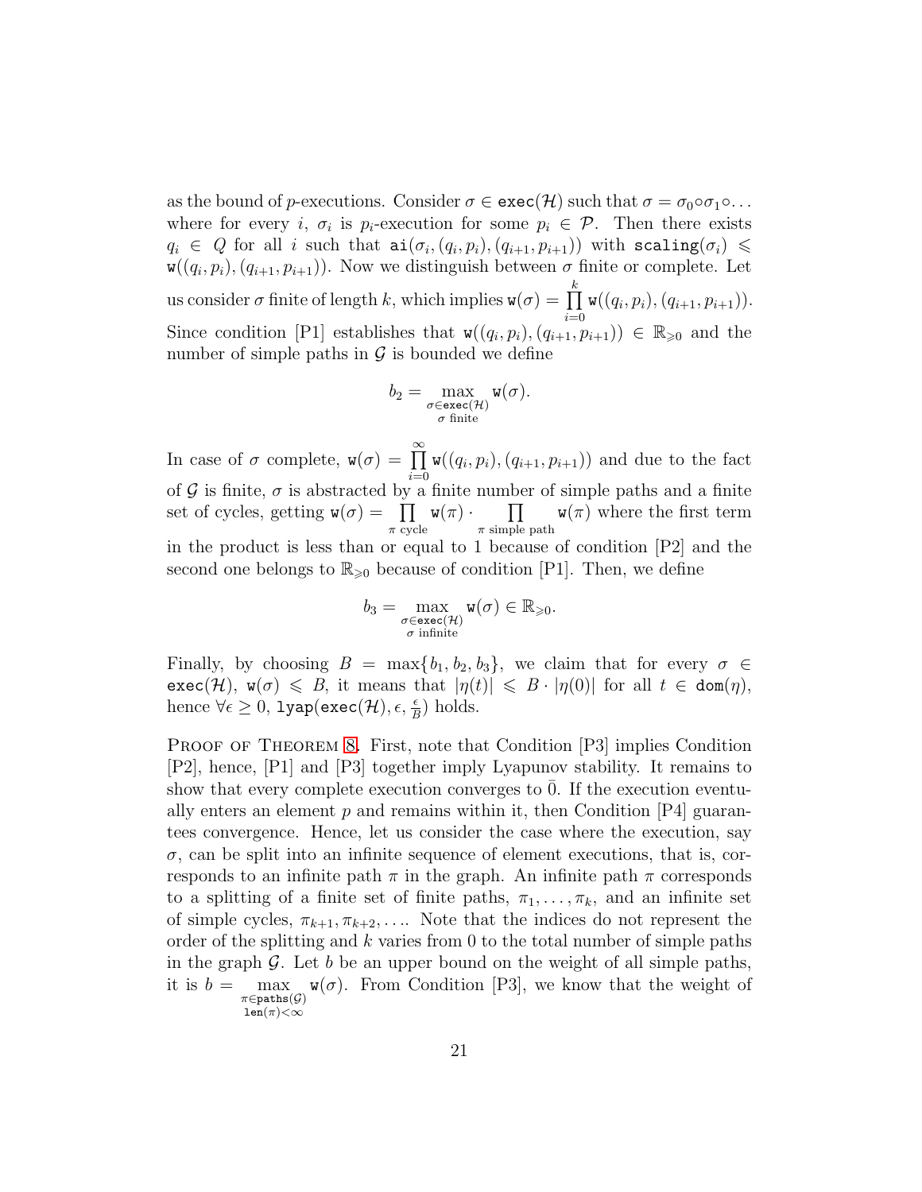as the bound of $p$-executions. Consider $\sigma \in \texttt{exec}(\mathcal{H})$ such that $\sigma = \sigma_0 \circ \sigma_1 \circ \dots$ where for every $i$, $\sigma_i$ is $p_i$-execution for some $p_i \in \mathcal{P}$. Then there exists $q_i \in Q$ for all $i$ such that $\texttt{ai}(\sigma_i, (q_i, p_i), (q_{i+1}, p_{i+1}))$ with $\texttt{scaling}(\sigma_i) \leqslant \texttt{w}((q_i, p_i), (q_{i+1}, p_{i+1}))$. Now we distinguish between $\sigma$ finite or complete. Let us consider $\sigma$ finite of length $k$, which implies $\texttt{w}(\sigma) = \prod_{i=0}^{k} \texttt{w}((q_i, p_i), (q_{i+1}, p_{i+1}))$. Since condition [P1] establishes that $\texttt{w}((q_i, p_i), (q_{i+1}, p_{i+1})) \in \mathbb{R}_{\geqslant 0}$ and the number of simple paths in $\mathcal{G}$ is bounded we define

$$b_2 = \max_{\substack{\sigma \in \texttt{exec}(\mathcal{H}) \\ \sigma \text{ finite}}} \texttt{w}(\sigma).$$

In case of $\sigma$ complete, $\texttt{w}(\sigma) = \prod_{i=0}^{\infty} \texttt{w}((q_i, p_i), (q_{i+1}, p_{i+1}))$ and due to the fact of $\mathcal{G}$ is finite, $\sigma$ is abstracted by a finite number of simple paths and a finite set of cycles, getting $\texttt{w}(\sigma) = \prod_{\pi \text{ cycle}} \texttt{w}(\pi) \cdot \prod_{\pi \text{ simple path}} \texttt{w}(\pi)$ where the first term in the product is less than or equal to 1 because of condition [P2] and the second one belongs to $\mathbb{R}_{\geqslant 0}$ because of condition [P1]. Then, we define

$$b_3 = \max_{\substack{\sigma \in \texttt{exec}(\mathcal{H}) \\ \sigma \text{ infinite}}} \texttt{w}(\sigma) \in \mathbb{R}_{\geqslant 0}.$$

Finally, by choosing $B = \max\{b_1, b_2, b_3\}$, we claim that for every $\sigma \in \texttt{exec}(\mathcal{H})$, $\texttt{w}(\sigma) \leqslant B$, it means that $|\eta(t)| \leqslant B \cdot |\eta(0)|$ for all $t \in \texttt{dom}(\eta)$, hence $\forall \epsilon \geq 0$, $\texttt{lyap}(\texttt{exec}(\mathcal{H}), \epsilon, \frac{\epsilon}{B})$ holds.

Proof of Theorem 8. First, note that Condition [P3] implies Condition [P2], hence, [P1] and [P3] together imply Lyapunov stability. It remains to show that every complete execution converges to $\bar{0}$. If the execution eventually enters an element $p$ and remains within it, then Condition [P4] guarantees convergence. Hence, let us consider the case where the execution, say $\sigma$, can be split into an infinite sequence of element executions, that is, corresponds to an infinite path $\pi$ in the graph. An infinite path $\pi$ corresponds to a splitting of a finite set of finite paths, $\pi_1, \dots, \pi_k$, and an infinite set of simple cycles, $\pi_{k+1}, \pi_{k+2}, \dots$. Note that the indices do not represent the order of the splitting and $k$ varies from 0 to the total number of simple paths in the graph $\mathcal{G}$. Let $b$ be an upper bound on the weight of all simple paths, it is $b = \max_{\substack{\pi \in \texttt{paths}(\mathcal{G}) \\ \texttt{len}(\pi) < \infty}} \texttt{w}(\sigma)$. From Condition [P3], we know that the weight of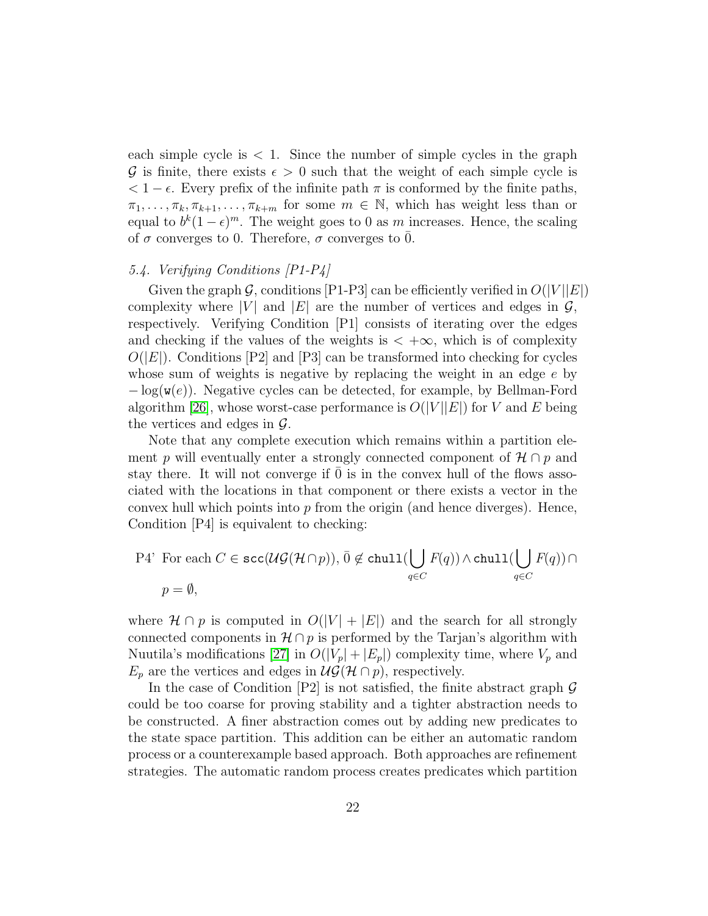each simple cycle is $< 1$. Since the number of simple cycles in the graph $\mathcal{G}$ is finite, there exists $\epsilon > 0$ such that the weight of each simple cycle is $< 1 - \epsilon$. Every prefix of the infinite path $\pi$ is conformed by the finite paths, $\pi_1, \ldots, \pi_k, \pi_{k+1}, \ldots, \pi_{k+m}$ for some $m \in \mathbb{N}$, which has weight less than or equal to $b^k(1-\epsilon)^m$. The weight goes to 0 as $m$ increases. Hence, the scaling of $\sigma$ converges to 0. Therefore, $\sigma$ converges to $\bar{0}$.

### 5.4. Verifying Conditions [P1-P4]

Given the graph $\mathcal{G}$, conditions [P1-P3] can be efficiently verified in $O(|V||E|)$ complexity where $|V|$ and $|E|$ are the number of vertices and edges in $\mathcal{G}$, respectively. Verifying Condition [P1] consists of iterating over the edges and checking if the values of the weights is $< +\infty$, which is of complexity $O(|E|)$. Conditions [P2] and [P3] can be transformed into checking for cycles whose sum of weights is negative by replacing the weight in an edge $e$ by $-\log(\mathtt{w}(e))$. Negative cycles can be detected, for example, by Bellman-Ford algorithm [26], whose worst-case performance is $O(|V||E|)$ for $V$ and $E$ being the vertices and edges in $\mathcal{G}$.

Note that any complete execution which remains within a partition element $p$ will eventually enter a strongly connected component of $\mathcal{H} \cap p$ and stay there. It will not converge if $\bar{0}$ is in the convex hull of the flows associated with the locations in that component or there exists a vector in the convex hull which points into $p$ from the origin (and hence diverges). Hence, Condition [P4] is equivalent to checking:

P4' For each $C \in \mathtt{scc}(\mathcal{UG}(\mathcal{H} \cap p))$, $\bar{0} \notin \mathtt{chull}(\bigcup_{q \in C} F(q)) \wedge \mathtt{chull}(\bigcup_{q \in C} F(q)) \cap p = \emptyset$,

where $\mathcal{H} \cap p$ is computed in $O(|V| + |E|)$ and the search for all strongly connected components in $\mathcal{H} \cap p$ is performed by the Tarjan's algorithm with Nuutila's modifications [27] in $O(|V_p| + |E_p|)$ complexity time, where $V_p$ and $E_p$ are the vertices and edges in $\mathcal{UG}(\mathcal{H} \cap p)$, respectively.

In the case of Condition [P2] is not satisfied, the finite abstract graph $\mathcal{G}$ could be too coarse for proving stability and a tighter abstraction needs to be constructed. A finer abstraction comes out by adding new predicates to the state space partition. This addition can be either an automatic random process or a counterexample based approach. Both approaches are refinement strategies. The automatic random process creates predicates which partition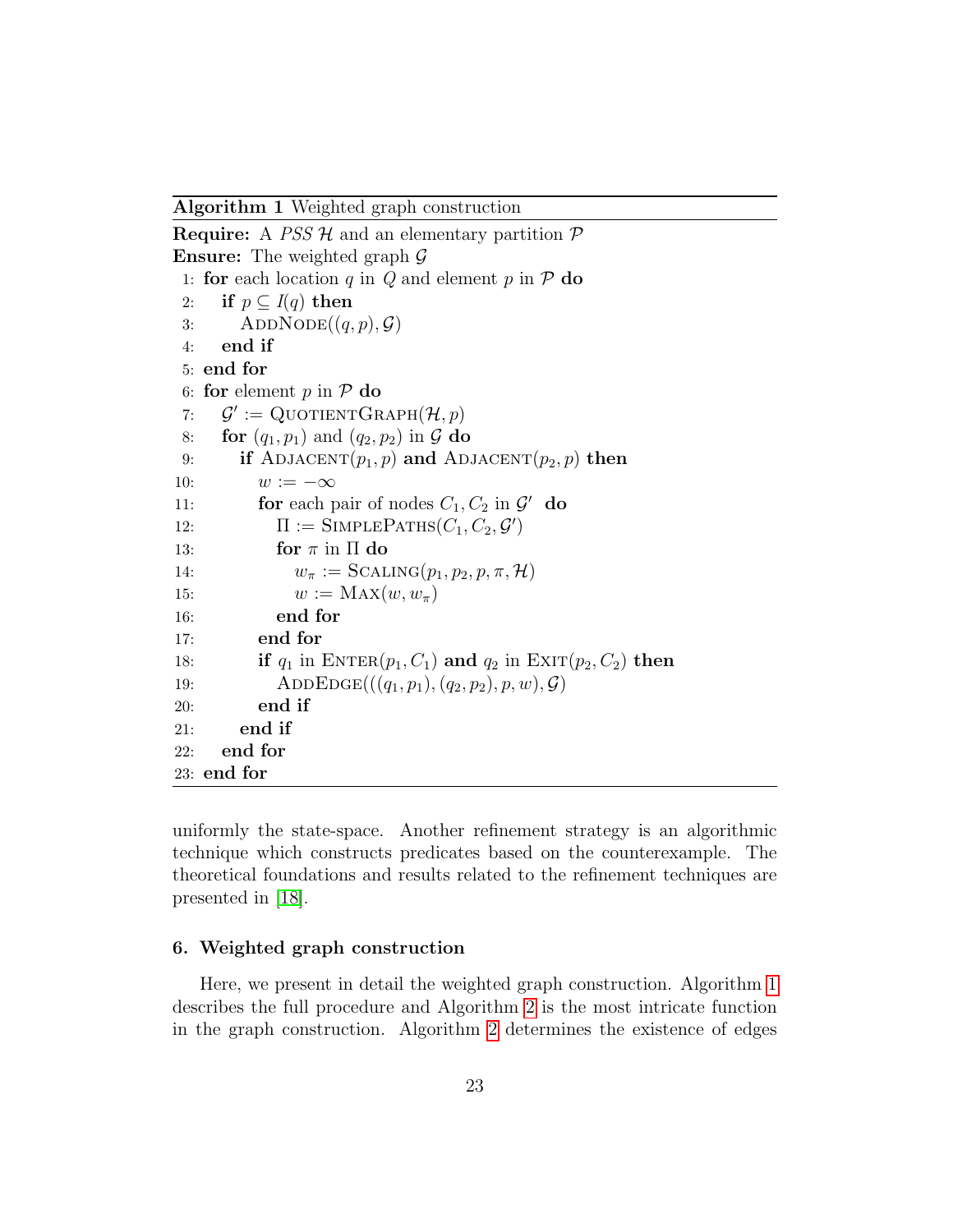**Algorithm 1** Weighted graph construction

**Require:** A *PSS* $\mathcal{H}$ and an elementary partition $\mathcal{P}$
**Ensure:** The weighted graph $\mathcal{G}$

```
 1: for each location q in Q and element p in P do
 2:   if p ⊆ I(q) then
 3:     AddNode((q, p), G)
 4:   end if
 5: end for
 6: for element p in P do
 7:   G' := QuotientGraph(H, p)
 8:   for (q1, p1) and (q2, p2) in G do
 9:     if Adjacent(p1, p) and Adjacent(p2, p) then
10:       w := −∞
11:       for each pair of nodes C1, C2 in G' do
12:         Π := SimplePaths(C1, C2, G')
13:         for π in Π do
14:           w_π := Scaling(p1, p2, p, π, H)
15:           w := Max(w, w_π)
16:         end for
17:       end for
18:       if q1 in Enter(p1, C1) and q2 in Exit(p2, C2) then
19:         AddEdge(((q1, p1), (q2, p2), p, w), G)
20:       end if
21:     end if
22:   end for
23: end for
```

uniformly the state-space. Another refinement strategy is an algorithmic technique which constructs predicates based on the counterexample. The theoretical foundations and results related to the refinement techniques are presented in [18].

## 6. Weighted graph construction

Here, we present in detail the weighted graph construction. Algorithm 1 describes the full procedure and Algorithm 2 is the most intricate function in the graph construction. Algorithm 2 determines the existence of edges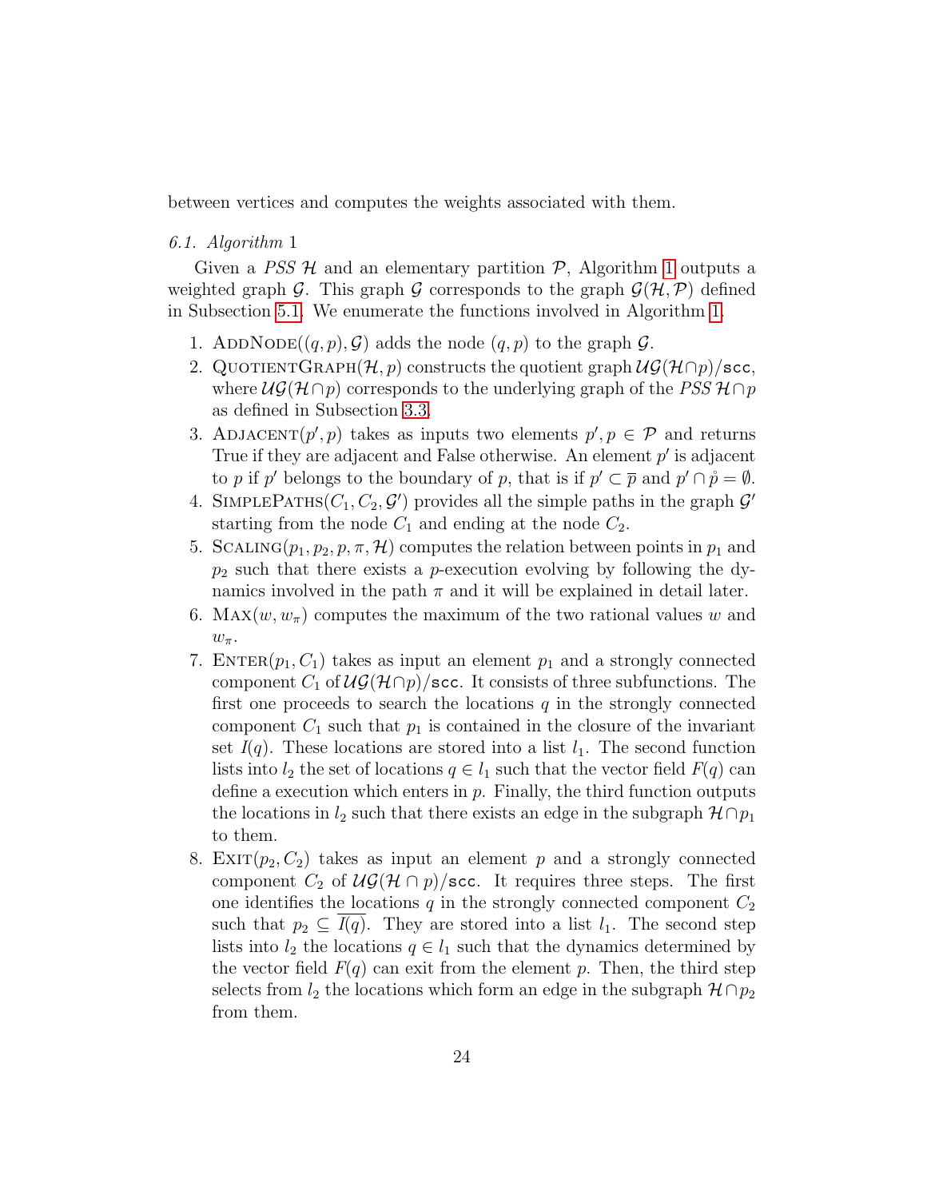between vertices and computes the weights associated with them.

### 6.1. Algorithm 1

Given a *PSS* $\mathcal{H}$ and an elementary partition $\mathcal{P}$, Algorithm 1 outputs a weighted graph $\mathcal{G}$. This graph $\mathcal{G}$ corresponds to the graph $\mathcal{G}(\mathcal{H}, \mathcal{P})$ defined in Subsection 5.1. We enumerate the functions involved in Algorithm 1.

1. AddNode$((q, p), \mathcal{G})$ adds the node $(q, p)$ to the graph $\mathcal{G}$.
2. QuotientGraph$(\mathcal{H}, p)$ constructs the quotient graph $\mathcal{UG}(\mathcal{H} \cap p)/\texttt{scc}$, where $\mathcal{UG}(\mathcal{H} \cap p)$ corresponds to the underlying graph of the *PSS* $\mathcal{H} \cap p$ as defined in Subsection 3.3.
3. Adjacent$(p', p)$ takes as inputs two elements $p', p \in \mathcal{P}$ and returns True if they are adjacent and False otherwise. An element $p'$ is adjacent to $p$ if $p'$ belongs to the boundary of $p$, that is if $p' \subset \overline{p}$ and $p' \cap \mathring{p} = \emptyset$.
4. SimplePaths$(C_1, C_2, \mathcal{G}')$ provides all the simple paths in the graph $\mathcal{G}'$ starting from the node $C_1$ and ending at the node $C_2$.
5. Scaling$(p_1, p_2, p, \pi, \mathcal{H})$ computes the relation between points in $p_1$ and $p_2$ such that there exists a $p$-execution evolving by following the dynamics involved in the path $\pi$ and it will be explained in detail later.
6. Max$(w, w_\pi)$ computes the maximum of the two rational values $w$ and $w_\pi$.
7. Enter$(p_1, C_1)$ takes as input an element $p_1$ and a strongly connected component $C_1$ of $\mathcal{UG}(\mathcal{H} \cap p)/\texttt{scc}$. It consists of three subfunctions. The first one proceeds to search the locations $q$ in the strongly connected component $C_1$ such that $p_1$ is contained in the closure of the invariant set $I(q)$. These locations are stored into a list $l_1$. The second function lists into $l_2$ the set of locations $q \in l_1$ such that the vector field $F(q)$ can define a execution which enters in $p$. Finally, the third function outputs the locations in $l_2$ such that there exists an edge in the subgraph $\mathcal{H} \cap p_1$ to them.
8. Exit$(p_2, C_2)$ takes as input an element $p$ and a strongly connected component $C_2$ of $\mathcal{UG}(\mathcal{H} \cap p)/\texttt{scc}$. It requires three steps. The first one identifies the locations $q$ in the strongly connected component $C_2$ such that $p_2 \subseteq \overline{I(q)}$. They are stored into a list $l_1$. The second step lists into $l_2$ the locations $q \in l_1$ such that the dynamics determined by the vector field $F(q)$ can exit from the element $p$. Then, the third step selects from $l_2$ the locations which form an edge in the subgraph $\mathcal{H} \cap p_2$ from them.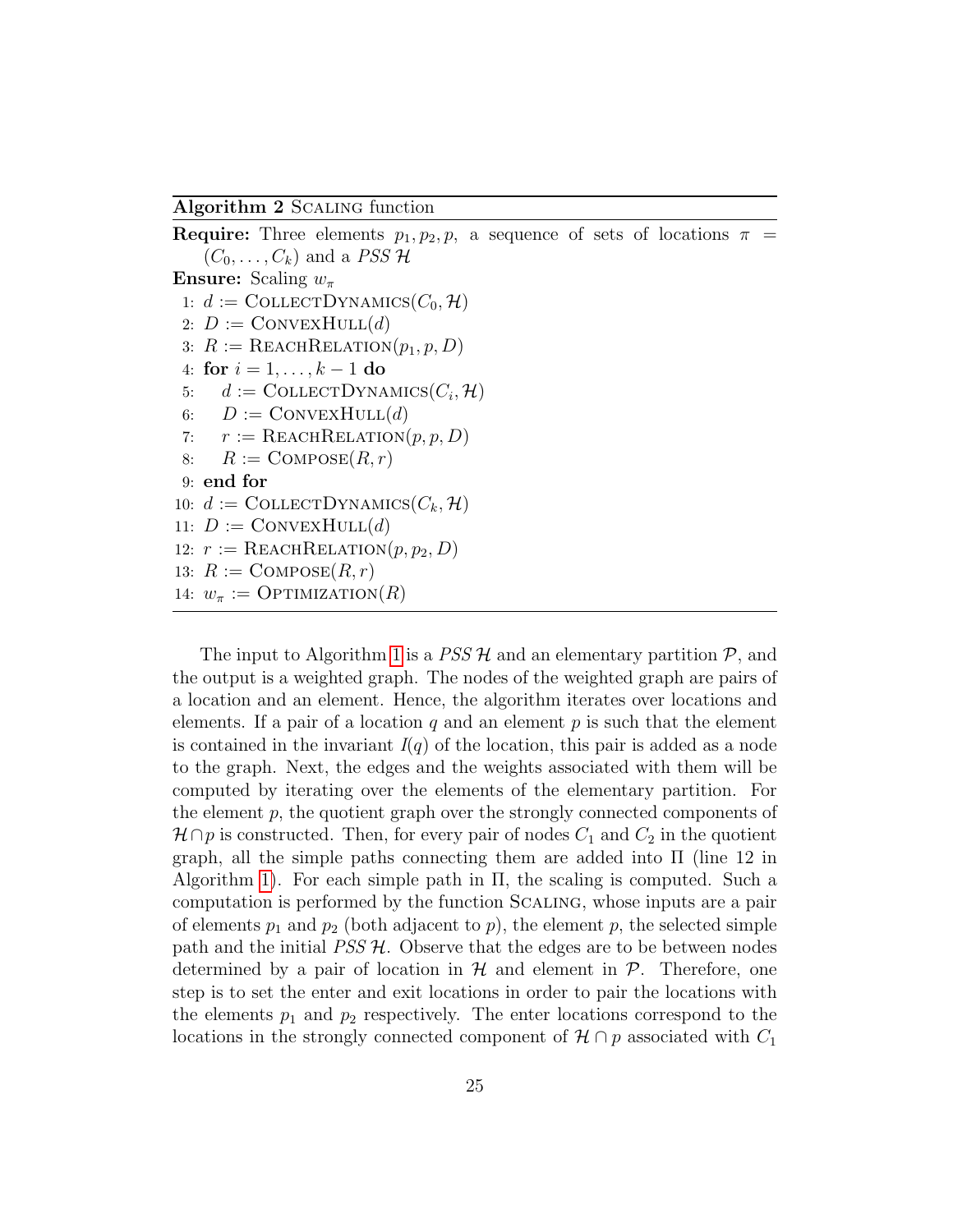**Algorithm 2** Scaling function

**Require:** Three elements $p_1, p_2, p$, a sequence of sets of locations $\pi = (C_0, \ldots, C_k)$ and a *PSS* $\mathcal{H}$

**Ensure:** Scaling $w_\pi$

```
1: d := CollectDynamics(C_0, H)
2: D := ConvexHull(d)
3: R := ReachRelation(p_1, p, D)
4: for i = 1, ..., k − 1 do
5:     d := CollectDynamics(C_i, H)
6:     D := ConvexHull(d)
7:     r := ReachRelation(p, p, D)
8:     R := Compose(R, r)
9: end for
10: d := CollectDynamics(C_k, H)
11: D := ConvexHull(d)
12: r := ReachRelation(p, p_2, D)
13: R := Compose(R, r)
14: w_π := Optimization(R)
```

The input to Algorithm 1 is a *PSS* $\mathcal{H}$ and an elementary partition $\mathcal{P}$, and the output is a weighted graph. The nodes of the weighted graph are pairs of a location and an element. Hence, the algorithm iterates over locations and elements. If a pair of a location $q$ and an element $p$ is such that the element is contained in the invariant $I(q)$ of the location, this pair is added as a node to the graph. Next, the edges and the weights associated with them will be computed by iterating over the elements of the elementary partition. For the element $p$, the quotient graph over the strongly connected components of $\mathcal{H} \cap p$ is constructed. Then, for every pair of nodes $C_1$ and $C_2$ in the quotient graph, all the simple paths connecting them are added into $\Pi$ (line 12 in Algorithm 1). For each simple path in $\Pi$, the scaling is computed. Such a computation is performed by the function Scaling, whose inputs are a pair of elements $p_1$ and $p_2$ (both adjacent to $p$), the element $p$, the selected simple path and the initial *PSS* $\mathcal{H}$. Observe that the edges are to be between nodes determined by a pair of location in $\mathcal{H}$ and element in $\mathcal{P}$. Therefore, one step is to set the enter and exit locations in order to pair the locations with the elements $p_1$ and $p_2$ respectively. The enter locations correspond to the locations in the strongly connected component of $\mathcal{H} \cap p$ associated with $C_1$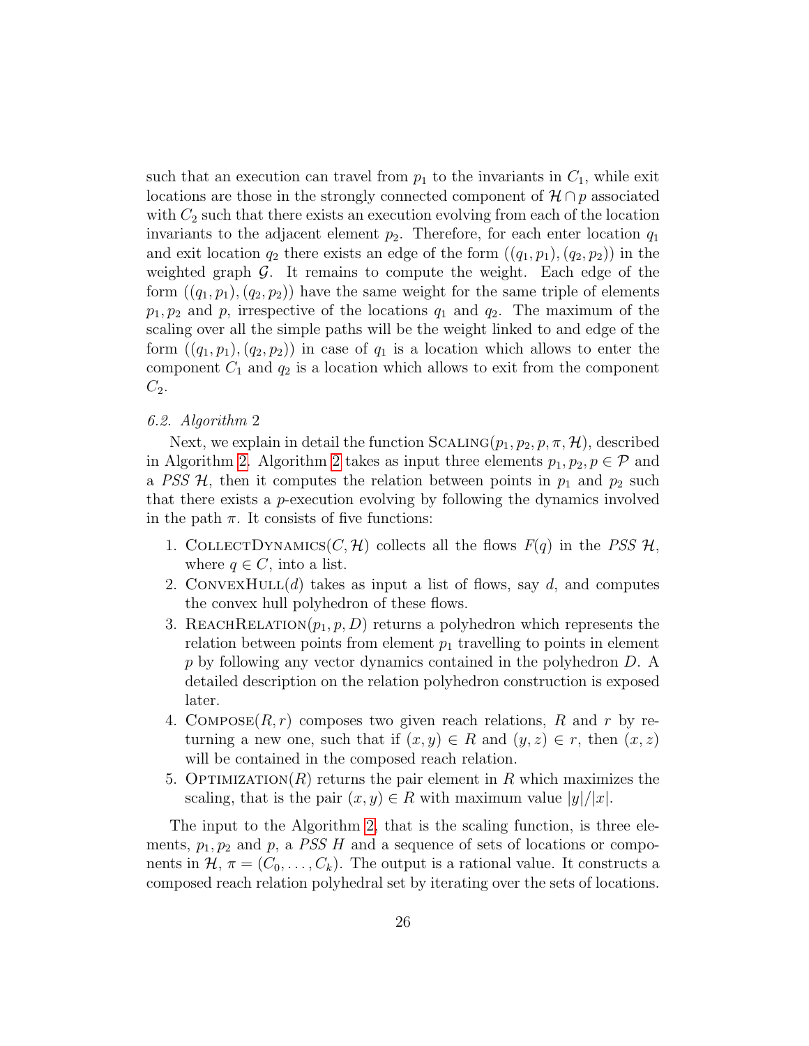such that an execution can travel from $p_1$ to the invariants in $C_1$, while exit locations are those in the strongly connected component of $\mathcal{H} \cap p$ associated with $C_2$ such that there exists an execution evolving from each of the location invariants to the adjacent element $p_2$. Therefore, for each enter location $q_1$ and exit location $q_2$ there exists an edge of the form $((q_1, p_1), (q_2, p_2))$ in the weighted graph $\mathcal{G}$. It remains to compute the weight. Each edge of the form $((q_1, p_1), (q_2, p_2))$ have the same weight for the same triple of elements $p_1, p_2$ and $p$, irrespective of the locations $q_1$ and $q_2$. The maximum of the scaling over all the simple paths will be the weight linked to and edge of the form $((q_1, p_1), (q_2, p_2))$ in case of $q_1$ is a location which allows to enter the component $C_1$ and $q_2$ is a location which allows to exit from the component $C_2$.

### 6.2. *Algorithm* 2

Next, we explain in detail the function $\text{Scaling}(p_1, p_2, p, \pi, \mathcal{H})$, described in Algorithm 2. Algorithm 2 takes as input three elements $p_1, p_2, p \in \mathcal{P}$ and a *PSS* $\mathcal{H}$, then it computes the relation between points in $p_1$ and $p_2$ such that there exists a $p$-execution evolving by following the dynamics involved in the path $\pi$. It consists of five functions:

1. $\text{CollectDynamics}(C, \mathcal{H})$ collects all the flows $F(q)$ in the *PSS* $\mathcal{H}$, where $q \in C$, into a list.
2. $\text{ConvexHull}(d)$ takes as input a list of flows, say $d$, and computes the convex hull polyhedron of these flows.
3. $\text{ReachRelation}(p_1, p, D)$ returns a polyhedron which represents the relation between points from element $p_1$ travelling to points in element $p$ by following any vector dynamics contained in the polyhedron $D$. A detailed description on the relation polyhedron construction is exposed later.
4. $\text{Compose}(R, r)$ composes two given reach relations, $R$ and $r$ by returning a new one, such that if $(x, y) \in R$ and $(y, z) \in r$, then $(x, z)$ will be contained in the composed reach relation.
5. $\text{Optimization}(R)$ returns the pair element in $R$ which maximizes the scaling, that is the pair $(x, y) \in R$ with maximum value $|y|/|x|$.

The input to the Algorithm 2, that is the scaling function, is three elements, $p_1, p_2$ and $p$, a *PSS* $H$ and a sequence of sets of locations or components in $\mathcal{H}$, $\pi = (C_0, \ldots, C_k)$. The output is a rational value. It constructs a composed reach relation polyhedral set by iterating over the sets of locations.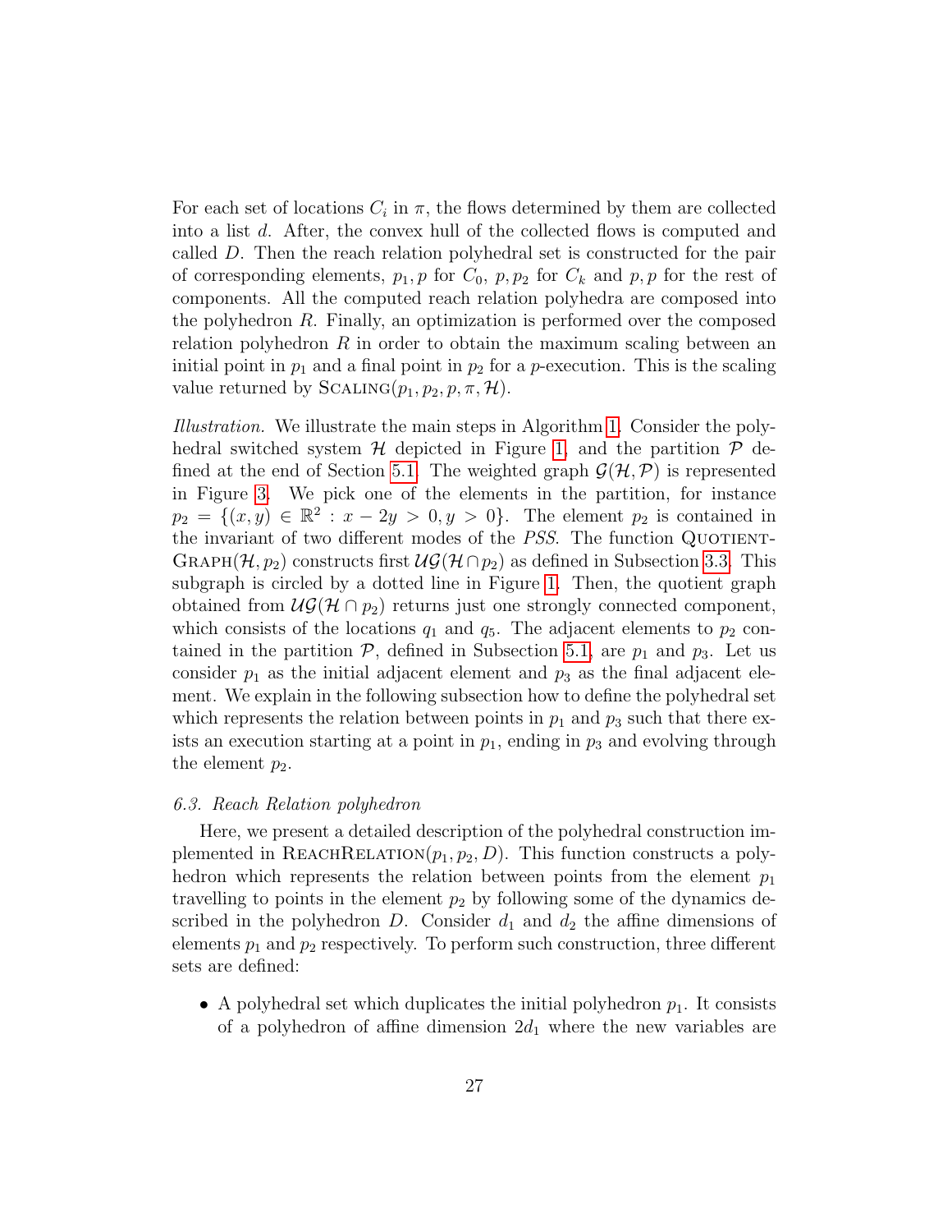For each set of locations $C_i$ in $\pi$, the flows determined by them are collected into a list $d$. After, the convex hull of the collected flows is computed and called $D$. Then the reach relation polyhedral set is constructed for the pair of corresponding elements, $p_1, p$ for $C_0$, $p, p_2$ for $C_k$ and $p, p$ for the rest of components. All the computed reach relation polyhedra are composed into the polyhedron $R$. Finally, an optimization is performed over the composed relation polyhedron $R$ in order to obtain the maximum scaling between an initial point in $p_1$ and a final point in $p_2$ for a $p$-execution. This is the scaling value returned by $\textsc{Scaling}(p_1, p_2, p, \pi, \mathcal{H})$.

*Illustration.* We illustrate the main steps in Algorithm 1. Consider the polyhedral switched system $\mathcal{H}$ depicted in Figure 1, and the partition $\mathcal{P}$ defined at the end of Section 5.1. The weighted graph $\mathcal{G}(\mathcal{H}, \mathcal{P})$ is represented in Figure 3. We pick one of the elements in the partition, for instance $p_2 = \{(x, y) \in \mathbb{R}^2 : x - 2y > 0, y > 0\}$. The element $p_2$ is contained in the invariant of two different modes of the *PSS*. The function $\textsc{QuotientGraph}(\mathcal{H}, p_2)$ constructs first $\mathcal{UG}(\mathcal{H} \cap p_2)$ as defined in Subsection 3.3. This subgraph is circled by a dotted line in Figure 1. Then, the quotient graph obtained from $\mathcal{UG}(\mathcal{H} \cap p_2)$ returns just one strongly connected component, which consists of the locations $q_1$ and $q_5$. The adjacent elements to $p_2$ contained in the partition $\mathcal{P}$, defined in Subsection 5.1, are $p_1$ and $p_3$. Let us consider $p_1$ as the initial adjacent element and $p_3$ as the final adjacent element. We explain in the following subsection how to define the polyhedral set which represents the relation between points in $p_1$ and $p_3$ such that there exists an execution starting at a point in $p_1$, ending in $p_3$ and evolving through the element $p_2$.

### 6.3. Reach Relation polyhedron

Here, we present a detailed description of the polyhedral construction implemented in $\textsc{ReachRelation}(p_1, p_2, D)$. This function constructs a polyhedron which represents the relation between points from the element $p_1$ travelling to points in the element $p_2$ by following some of the dynamics described in the polyhedron $D$. Consider $d_1$ and $d_2$ the affine dimensions of elements $p_1$ and $p_2$ respectively. To perform such construction, three different sets are defined:

- A polyhedral set which duplicates the initial polyhedron $p_1$. It consists of a polyhedron of affine dimension $2d_1$ where the new variables are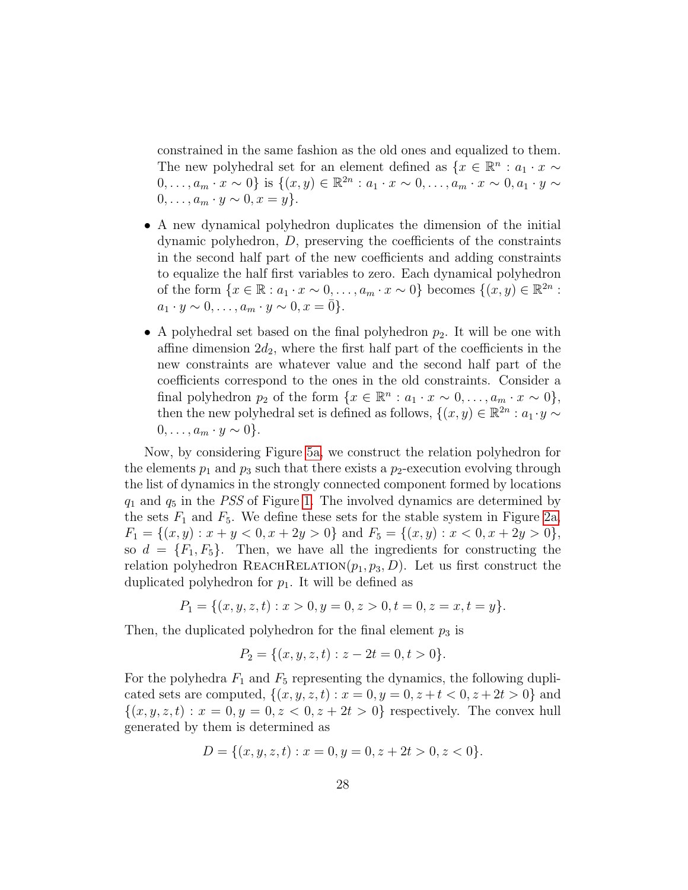constrained in the same fashion as the old ones and equalized to them. The new polyhedral set for an element defined as $\{x \in \mathbb{R}^n : a_1 \cdot x \sim 0, \ldots, a_m \cdot x \sim 0\}$ is $\{(x, y) \in \mathbb{R}^{2n} : a_1 \cdot x \sim 0, \ldots, a_m \cdot x \sim 0, a_1 \cdot y \sim 0, \ldots, a_m \cdot y \sim 0, x = y\}$.

- A new dynamical polyhedron duplicates the dimension of the initial dynamic polyhedron, $D$, preserving the coefficients of the constraints in the second half part of the new coefficients and adding constraints to equalize the half first variables to zero. Each dynamical polyhedron of the form $\{x \in \mathbb{R} : a_1 \cdot x \sim 0, \ldots, a_m \cdot x \sim 0\}$ becomes $\{(x, y) \in \mathbb{R}^{2n} : a_1 \cdot y \sim 0, \ldots, a_m \cdot y \sim 0, x = \bar{0}\}$.
- A polyhedral set based on the final polyhedron $p_2$. It will be one with affine dimension $2d_2$, where the first half part of the coefficients in the new constraints are whatever value and the second half part of the coefficients correspond to the ones in the old constraints. Consider a final polyhedron $p_2$ of the form $\{x \in \mathbb{R}^n : a_1 \cdot x \sim 0, \ldots, a_m \cdot x \sim 0\}$, then the new polyhedral set is defined as follows, $\{(x, y) \in \mathbb{R}^{2n} : a_1 \cdot y \sim 0, \ldots, a_m \cdot y \sim 0\}$.

Now, by considering Figure 5a, we construct the relation polyhedron for the elements $p_1$ and $p_3$ such that there exists a $p_2$-execution evolving through the list of dynamics in the strongly connected component formed by locations $q_1$ and $q_5$ in the *PSS* of Figure 1. The involved dynamics are determined by the sets $F_1$ and $F_5$. We define these sets for the stable system in Figure 2a, $F_1 = \{(x, y) : x + y < 0, x + 2y > 0\}$ and $F_5 = \{(x, y) : x < 0, x + 2y > 0\}$, so $d = \{F_1, F_5\}$. Then, we have all the ingredients for constructing the relation polyhedron $\textsc{ReachRelation}(p_1, p_3, D)$. Let us first construct the duplicated polyhedron for $p_1$. It will be defined as

$$P_1 = \{(x, y, z, t) : x > 0, y = 0, z > 0, t = 0, z = x, t = y\}.$$

Then, the duplicated polyhedron for the final element $p_3$ is

$$P_2 = \{(x, y, z, t) : z - 2t = 0, t > 0\}.$$

For the polyhedra $F_1$ and $F_5$ representing the dynamics, the following duplicated sets are computed, $\{(x, y, z, t) : x = 0, y = 0, z + t < 0, z + 2t > 0\}$ and $\{(x, y, z, t) : x = 0, y = 0, z < 0, z + 2t > 0\}$ respectively. The convex hull generated by them is determined as

$$D = \{(x, y, z, t) : x = 0, y = 0, z + 2t > 0, z < 0\}.$$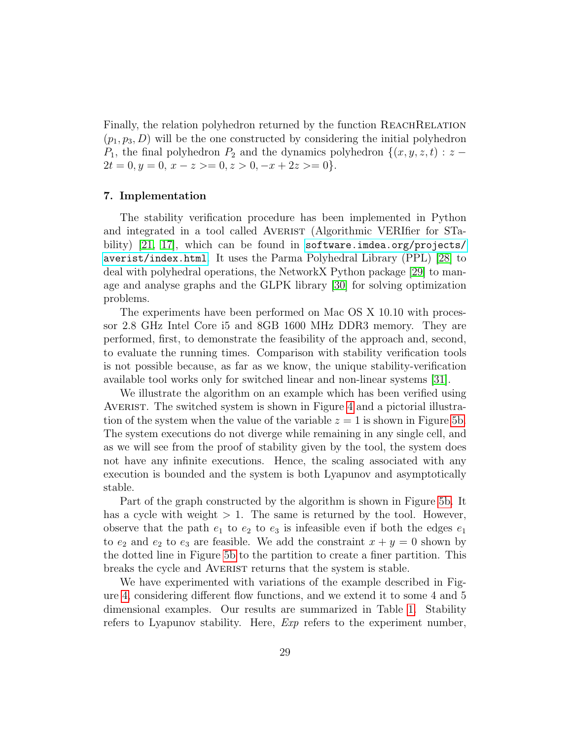Finally, the relation polyhedron returned by the function ReachRelation $(p_1, p_3, D)$ will be the one constructed by considering the initial polyhedron $P_1$, the final polyhedron $P_2$ and the dynamics polyhedron $\{(x, y, z, t) : z - 2t = 0, y = 0, x - z >= 0, z > 0, -x + 2z >= 0\}$.

## 7. Implementation

The stability verification procedure has been implemented in Python and integrated in a tool called Averist (Algorithmic VERIfier for STability) [21, 17], which can be found in `software.imdea.org/projects/averist/index.html`. It uses the Parma Polyhedral Library (PPL) [28] to deal with polyhedral operations, the NetworkX Python package [29] to manage and analyse graphs and the GLPK library [30] for solving optimization problems.

The experiments have been performed on Mac OS X 10.10 with processor 2.8 GHz Intel Core i5 and 8GB 1600 MHz DDR3 memory. They are performed, first, to demonstrate the feasibility of the approach and, second, to evaluate the running times. Comparison with stability verification tools is not possible because, as far as we know, the unique stability-verification available tool works only for switched linear and non-linear systems [31].

We illustrate the algorithm on an example which has been verified using Averist. The switched system is shown in Figure 4 and a pictorial illustration of the system when the value of the variable $z = 1$ is shown in Figure 5b. The system executions do not diverge while remaining in any single cell, and as we will see from the proof of stability given by the tool, the system does not have any infinite executions. Hence, the scaling associated with any execution is bounded and the system is both Lyapunov and asymptotically stable.

Part of the graph constructed by the algorithm is shown in Figure 5b. It has a cycle with weight $> 1$. The same is returned by the tool. However, observe that the path $e_1$ to $e_2$ to $e_3$ is infeasible even if both the edges $e_1$ to $e_2$ and $e_2$ to $e_3$ are feasible. We add the constraint $x + y = 0$ shown by the dotted line in Figure 5b to the partition to create a finer partition. This breaks the cycle and Averist returns that the system is stable.

We have experimented with variations of the example described in Figure 4, considering different flow functions, and we extend it to some 4 and 5 dimensional examples. Our results are summarized in Table 1. Stability refers to Lyapunov stability. Here, *Exp* refers to the experiment number,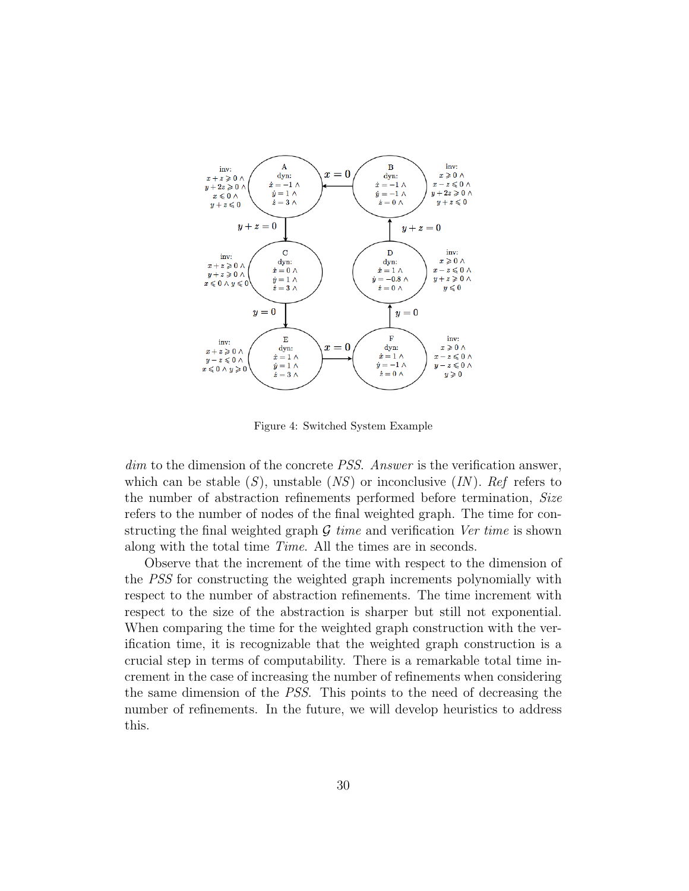Figure 4: Switched System Example

*dim* to the dimension of the concrete *PSS*. *Answer* is the verification answer, which can be stable ($S$), unstable ($NS$) or inconclusive ($IN$). *Ref* refers to the number of abstraction refinements performed before termination, *Size* refers to the number of nodes of the final weighted graph. The time for constructing the final weighted graph $\mathcal{G}$ *time* and verification *Ver time* is shown along with the total time *Time*. All the times are in seconds.

Observe that the increment of the time with respect to the dimension of the *PSS* for constructing the weighted graph increments polynomially with respect to the number of abstraction refinements. The time increment with respect to the size of the abstraction is sharper but still not exponential. When comparing the time for the weighted graph construction with the verification time, it is recognizable that the weighted graph construction is a crucial step in terms of computability. There is a remarkable total time increment in the case of increasing the number of refinements when considering the same dimension of the *PSS*. This points to the need of decreasing the number of refinements. In the future, we will develop heuristics to address this.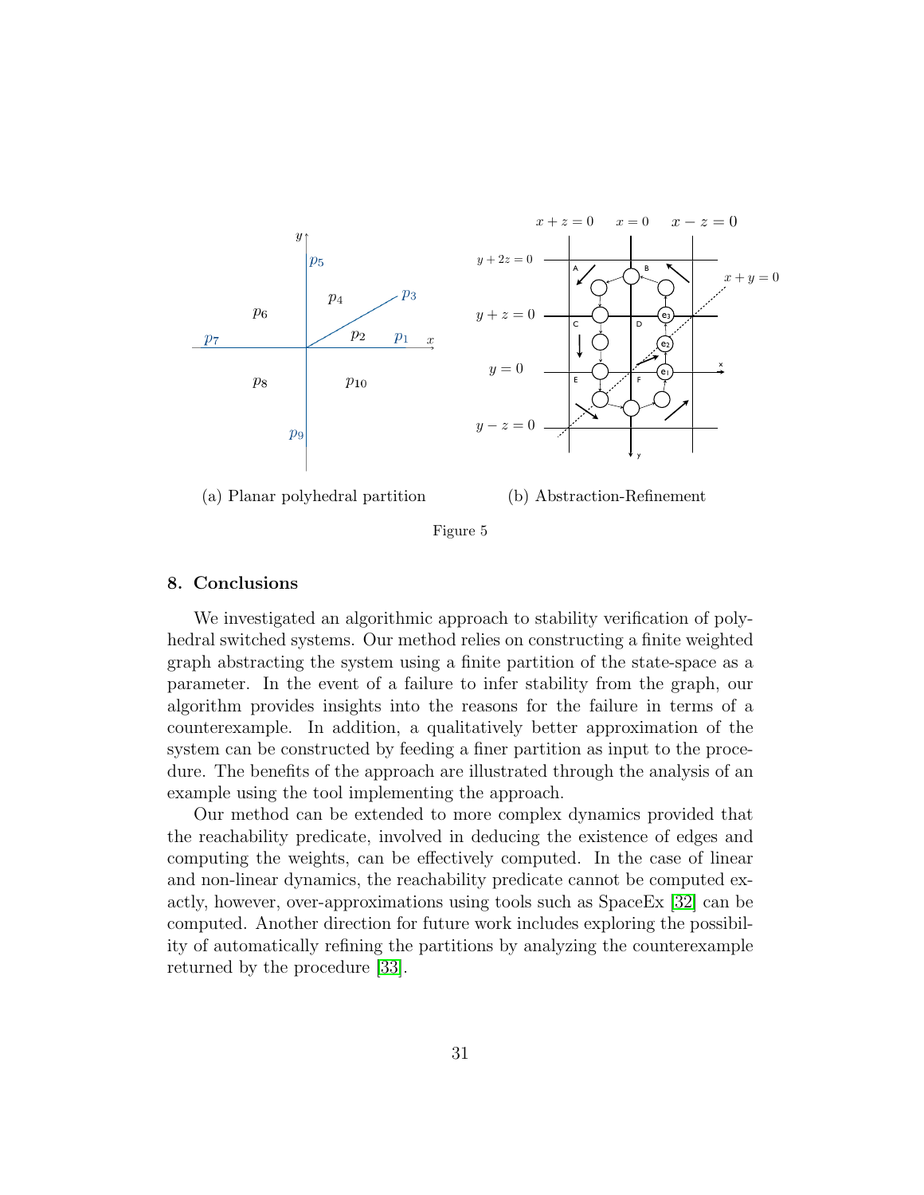(a) Planar polyhedral partition

(b) Abstraction-Refinement

Figure 5

## 8. Conclusions

We investigated an algorithmic approach to stability verification of polyhedral switched systems. Our method relies on constructing a finite weighted graph abstracting the system using a finite partition of the state-space as a parameter. In the event of a failure to infer stability from the graph, our algorithm provides insights into the reasons for the failure in terms of a counterexample. In addition, a qualitatively better approximation of the system can be constructed by feeding a finer partition as input to the procedure. The benefits of the approach are illustrated through the analysis of an example using the tool implementing the approach.

Our method can be extended to more complex dynamics provided that the reachability predicate, involved in deducing the existence of edges and computing the weights, can be effectively computed. In the case of linear and non-linear dynamics, the reachability predicate cannot be computed exactly, however, over-approximations using tools such as SpaceEx [32] can be computed. Another direction for future work includes exploring the possibility of automatically refining the partitions by analyzing the counterexample returned by the procedure [33].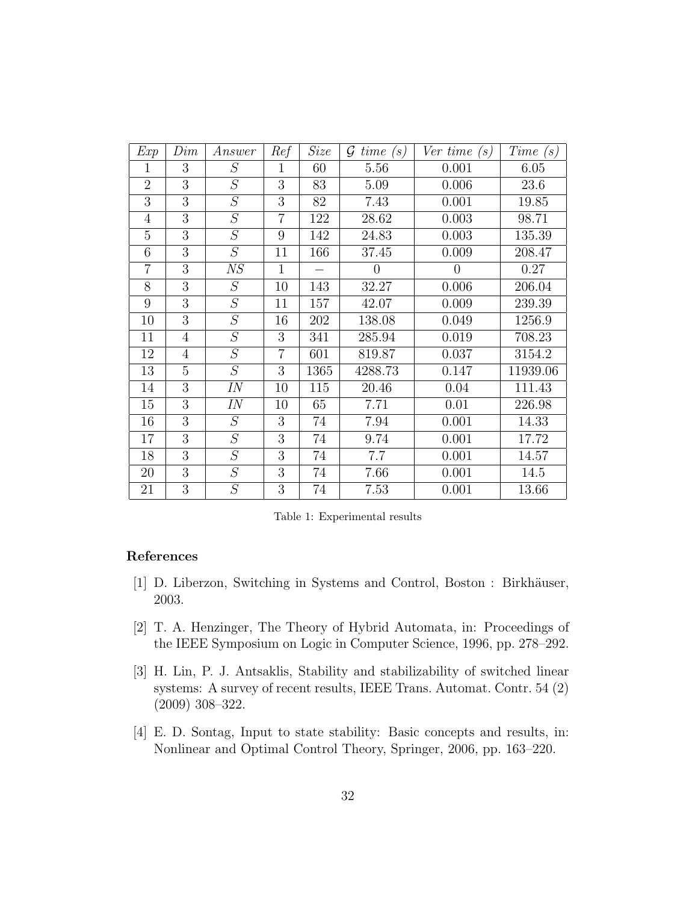| *Exp* | *Dim* | *Answer* | *Ref* | *Size* | $\mathcal{G}$ *time (s)* | *Ver time (s)* | *Time (s)* |
|---|---|---|---|---|---|---|---|
| 1 | 3 | *S* | 1 | 60 | 5.56 | 0.001 | 6.05 |
| 2 | 3 | *S* | 3 | 83 | 5.09 | 0.006 | 23.6 |
| 3 | 3 | *S* | 3 | 82 | 7.43 | 0.001 | 19.85 |
| 4 | 3 | *S* | 7 | 122 | 28.62 | 0.003 | 98.71 |
| 5 | 3 | *S* | 9 | 142 | 24.83 | 0.003 | 135.39 |
| 6 | 3 | *S* | 11 | 166 | 37.45 | 0.009 | 208.47 |
| 7 | 3 | *NS* | 1 | – | 0 | 0 | 0.27 |
| 8 | 3 | *S* | 10 | 143 | 32.27 | 0.006 | 206.04 |
| 9 | 3 | *S* | 11 | 157 | 42.07 | 0.009 | 239.39 |
| 10 | 3 | *S* | 16 | 202 | 138.08 | 0.049 | 1256.9 |
| 11 | 4 | *S* | 3 | 341 | 285.94 | 0.019 | 708.23 |
| 12 | 4 | *S* | 7 | 601 | 819.87 | 0.037 | 3154.2 |
| 13 | 5 | *S* | 3 | 1365 | 4288.73 | 0.147 | 11939.06 |
| 14 | 3 | *IN* | 10 | 115 | 20.46 | 0.04 | 111.43 |
| 15 | 3 | *IN* | 10 | 65 | 7.71 | 0.01 | 226.98 |
| 16 | 3 | *S* | 3 | 74 | 7.94 | 0.001 | 14.33 |
| 17 | 3 | *S* | 3 | 74 | 9.74 | 0.001 | 17.72 |
| 18 | 3 | *S* | 3 | 74 | 7.7 | 0.001 | 14.57 |
| 20 | 3 | *S* | 3 | 74 | 7.66 | 0.001 | 14.5 |
| 21 | 3 | *S* | 3 | 74 | 7.53 | 0.001 | 13.66 |

Table 1: Experimental results

## References

[1] D. Liberzon, Switching in Systems and Control, Boston : Birkhäuser, 2003.

[2] T. A. Henzinger, The Theory of Hybrid Automata, in: Proceedings of the IEEE Symposium on Logic in Computer Science, 1996, pp. 278–292.

[3] H. Lin, P. J. Antsaklis, Stability and stabilizability of switched linear systems: A survey of recent results, IEEE Trans. Automat. Contr. 54 (2) (2009) 308–322.

[4] E. D. Sontag, Input to state stability: Basic concepts and results, in: Nonlinear and Optimal Control Theory, Springer, 2006, pp. 163–220.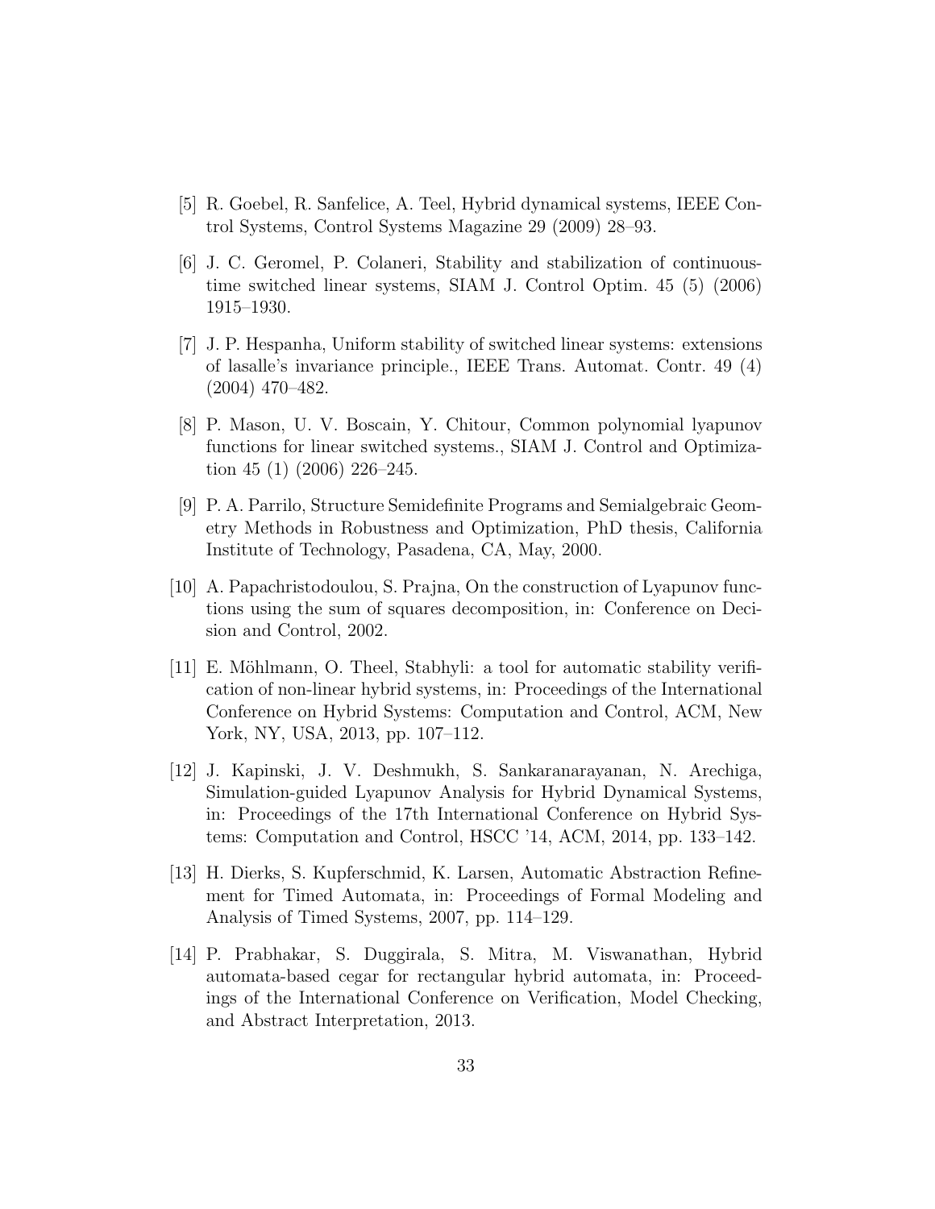[5] R. Goebel, R. Sanfelice, A. Teel, Hybrid dynamical systems, IEEE Control Systems, Control Systems Magazine 29 (2009) 28–93.

[6] J. C. Geromel, P. Colaneri, Stability and stabilization of continuous-time switched linear systems, SIAM J. Control Optim. 45 (5) (2006) 1915–1930.

[7] J. P. Hespanha, Uniform stability of switched linear systems: extensions of lasalle's invariance principle., IEEE Trans. Automat. Contr. 49 (4) (2004) 470–482.

[8] P. Mason, U. V. Boscain, Y. Chitour, Common polynomial lyapunov functions for linear switched systems., SIAM J. Control and Optimization 45 (1) (2006) 226–245.

[9] P. A. Parrilo, Structure Semidefinite Programs and Semialgebraic Geometry Methods in Robustness and Optimization, PhD thesis, California Institute of Technology, Pasadena, CA, May, 2000.

[10] A. Papachristodoulou, S. Prajna, On the construction of Lyapunov functions using the sum of squares decomposition, in: Conference on Decision and Control, 2002.

[11] E. Möhlmann, O. Theel, Stabhyli: a tool for automatic stability verification of non-linear hybrid systems, in: Proceedings of the International Conference on Hybrid Systems: Computation and Control, ACM, New York, NY, USA, 2013, pp. 107–112.

[12] J. Kapinski, J. V. Deshmukh, S. Sankaranarayanan, N. Arechiga, Simulation-guided Lyapunov Analysis for Hybrid Dynamical Systems, in: Proceedings of the 17th International Conference on Hybrid Systems: Computation and Control, HSCC '14, ACM, 2014, pp. 133–142.

[13] H. Dierks, S. Kupferschmid, K. Larsen, Automatic Abstraction Refinement for Timed Automata, in: Proceedings of Formal Modeling and Analysis of Timed Systems, 2007, pp. 114–129.

[14] P. Prabhakar, S. Duggirala, S. Mitra, M. Viswanathan, Hybrid automata-based cegar for rectangular hybrid automata, in: Proceedings of the International Conference on Verification, Model Checking, and Abstract Interpretation, 2013.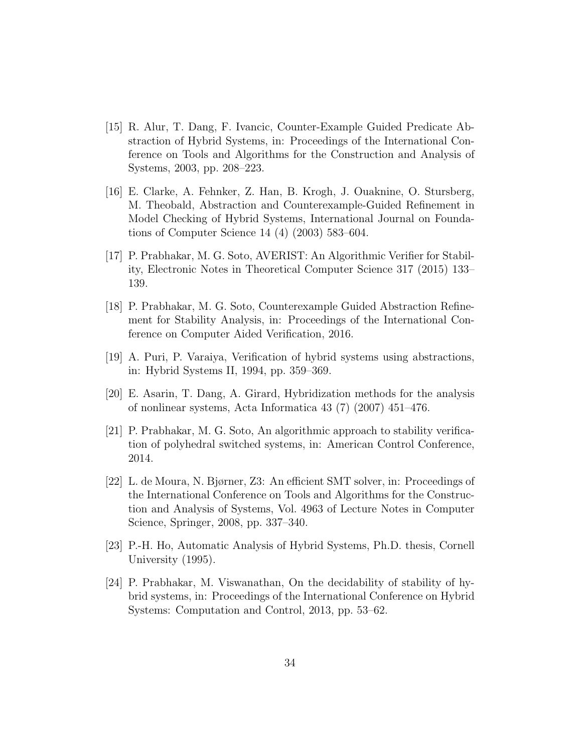[15] R. Alur, T. Dang, F. Ivancic, Counter-Example Guided Predicate Abstraction of Hybrid Systems, in: Proceedings of the International Conference on Tools and Algorithms for the Construction and Analysis of Systems, 2003, pp. 208–223.

[16] E. Clarke, A. Fehnker, Z. Han, B. Krogh, J. Ouaknine, O. Stursberg, M. Theobald, Abstraction and Counterexample-Guided Refinement in Model Checking of Hybrid Systems, International Journal on Foundations of Computer Science 14 (4) (2003) 583–604.

[17] P. Prabhakar, M. G. Soto, AVERIST: An Algorithmic Verifier for Stability, Electronic Notes in Theoretical Computer Science 317 (2015) 133–139.

[18] P. Prabhakar, M. G. Soto, Counterexample Guided Abstraction Refinement for Stability Analysis, in: Proceedings of the International Conference on Computer Aided Verification, 2016.

[19] A. Puri, P. Varaiya, Verification of hybrid systems using abstractions, in: Hybrid Systems II, 1994, pp. 359–369.

[20] E. Asarin, T. Dang, A. Girard, Hybridization methods for the analysis of nonlinear systems, Acta Informatica 43 (7) (2007) 451–476.

[21] P. Prabhakar, M. G. Soto, An algorithmic approach to stability verification of polyhedral switched systems, in: American Control Conference, 2014.

[22] L. de Moura, N. Bjørner, Z3: An efficient SMT solver, in: Proceedings of the International Conference on Tools and Algorithms for the Construction and Analysis of Systems, Vol. 4963 of Lecture Notes in Computer Science, Springer, 2008, pp. 337–340.

[23] P.-H. Ho, Automatic Analysis of Hybrid Systems, Ph.D. thesis, Cornell University (1995).

[24] P. Prabhakar, M. Viswanathan, On the decidability of stability of hybrid systems, in: Proceedings of the International Conference on Hybrid Systems: Computation and Control, 2013, pp. 53–62.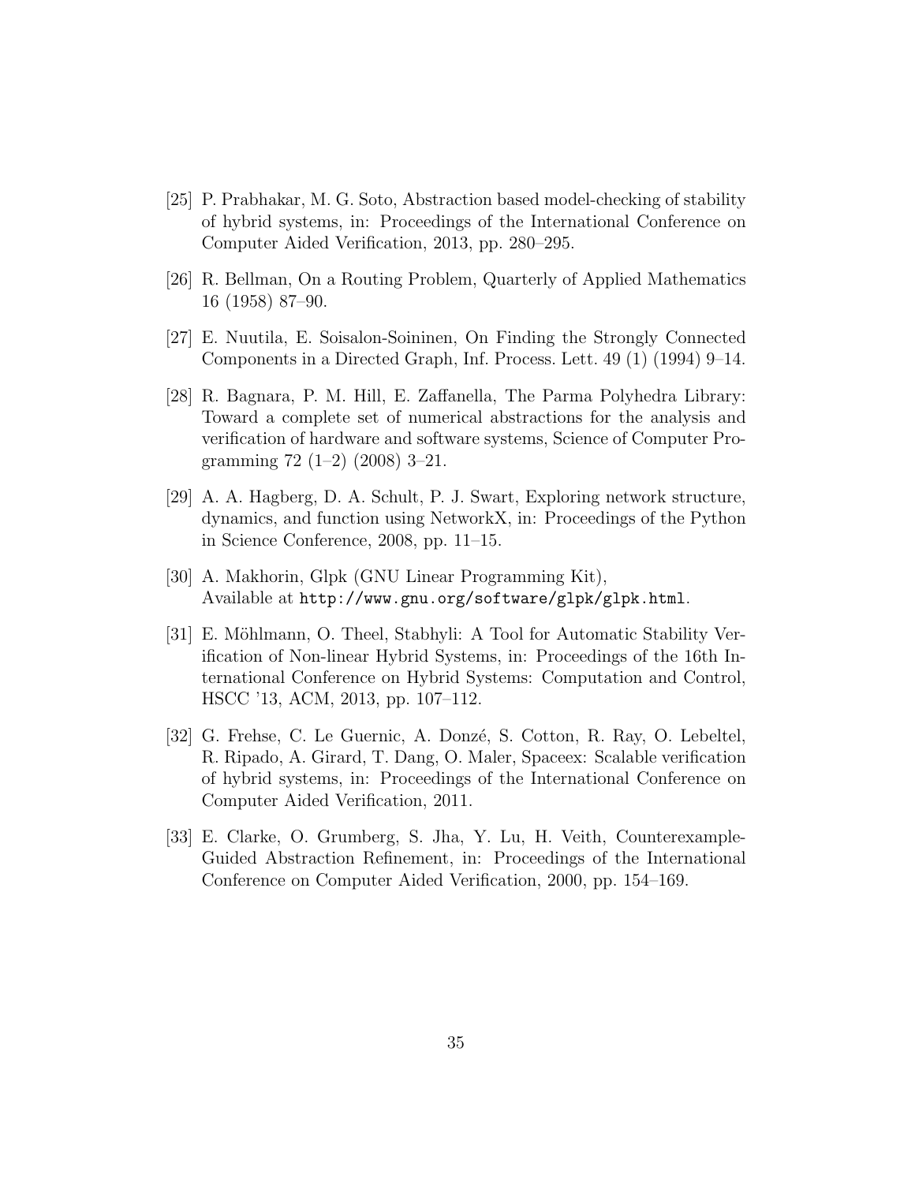[25] P. Prabhakar, M. G. Soto, Abstraction based model-checking of stability of hybrid systems, in: Proceedings of the International Conference on Computer Aided Verification, 2013, pp. 280–295.

[26] R. Bellman, On a Routing Problem, Quarterly of Applied Mathematics 16 (1958) 87–90.

[27] E. Nuutila, E. Soisalon-Soininen, On Finding the Strongly Connected Components in a Directed Graph, Inf. Process. Lett. 49 (1) (1994) 9–14.

[28] R. Bagnara, P. M. Hill, E. Zaffanella, The Parma Polyhedra Library: Toward a complete set of numerical abstractions for the analysis and verification of hardware and software systems, Science of Computer Programming 72 (1–2) (2008) 3–21.

[29] A. A. Hagberg, D. A. Schult, P. J. Swart, Exploring network structure, dynamics, and function using NetworkX, in: Proceedings of the Python in Science Conference, 2008, pp. 11–15.

[30] A. Makhorin, Glpk (GNU Linear Programming Kit), Available at `http://www.gnu.org/software/glpk/glpk.html`.

[31] E. Möhlmann, O. Theel, Stabhyli: A Tool for Automatic Stability Verification of Non-linear Hybrid Systems, in: Proceedings of the 16th International Conference on Hybrid Systems: Computation and Control, HSCC '13, ACM, 2013, pp. 107–112.

[32] G. Frehse, C. Le Guernic, A. Donzé, S. Cotton, R. Ray, O. Lebeltel, R. Ripado, A. Girard, T. Dang, O. Maler, Spaceex: Scalable verification of hybrid systems, in: Proceedings of the International Conference on Computer Aided Verification, 2011.

[33] E. Clarke, O. Grumberg, S. Jha, Y. Lu, H. Veith, Counterexample-Guided Abstraction Refinement, in: Proceedings of the International Conference on Computer Aided Verification, 2000, pp. 154–169.